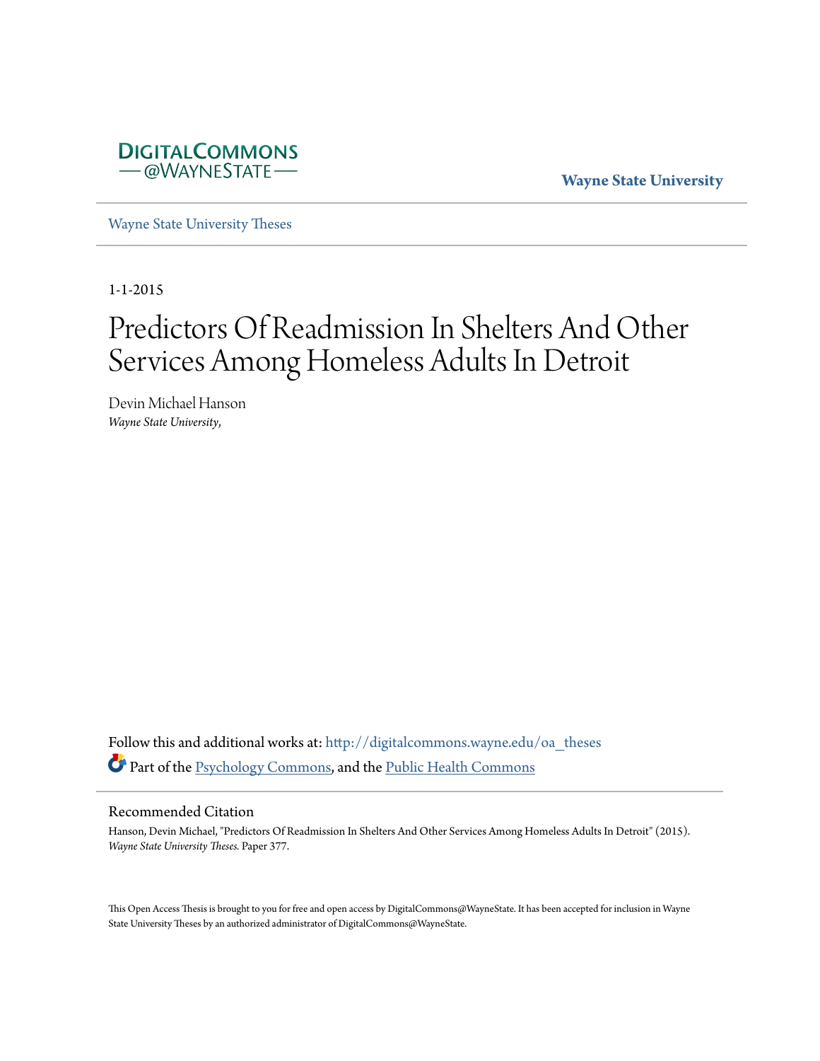DigitalCommons@WayneState

Wayne State University

Wayne State University Theses

1-1-2015

# Predictors Of Readmission In Shelters And Other Services Among Homeless Adults In Detroit

Devin Michael Hanson
*Wayne State University*,

Follow this and additional works at: http://digitalcommons.wayne.edu/oa_theses

Part of the Psychology Commons, and the Public Health Commons

## Recommended Citation

Hanson, Devin Michael, "Predictors Of Readmission In Shelters And Other Services Among Homeless Adults In Detroit" (2015). *Wayne State University Theses.* Paper 377.

This Open Access Thesis is brought to you for free and open access by DigitalCommons@WayneState. It has been accepted for inclusion in Wayne State University Theses by an authorized administrator of DigitalCommons@WayneState.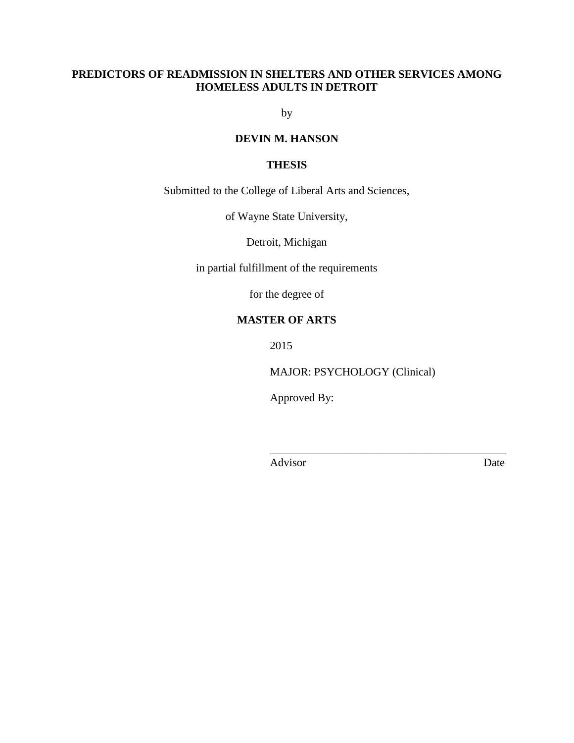**PREDICTORS OF READMISSION IN SHELTERS AND OTHER SERVICES AMONG HOMELESS ADULTS IN DETROIT**

by

**DEVIN M. HANSON**

**THESIS**

Submitted to the College of Liberal Arts and Sciences,

of Wayne State University,

Detroit, Michigan

in partial fulfillment of the requirements

for the degree of

**MASTER OF ARTS**

2015

MAJOR: PSYCHOLOGY (Clinical)

Approved By:

\_\_\_\_\_\_\_\_\_\_\_\_\_\_\_\_\_\_\_\_\_\_\_\_\_\_\_\_\_\_\_\_\_\_\_\_\_\_\_\_\_\_

Advisor Date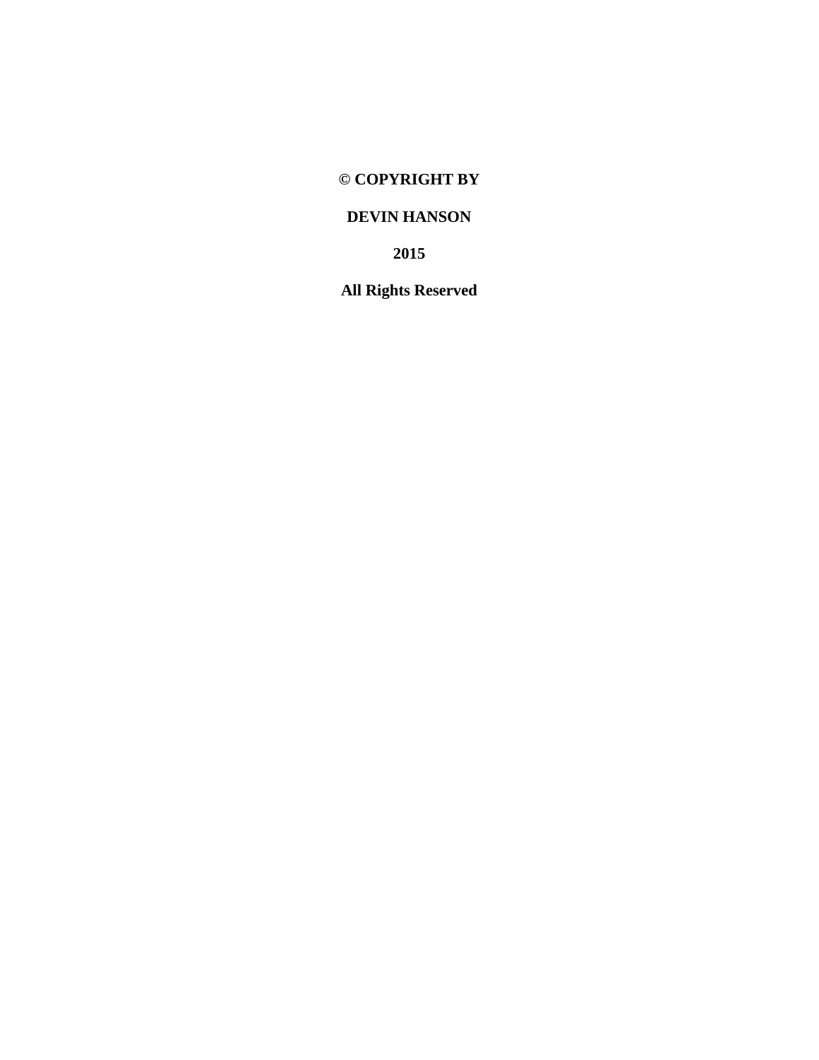**© COPYRIGHT BY**

**DEVIN HANSON**

**2015**

**All Rights Reserved**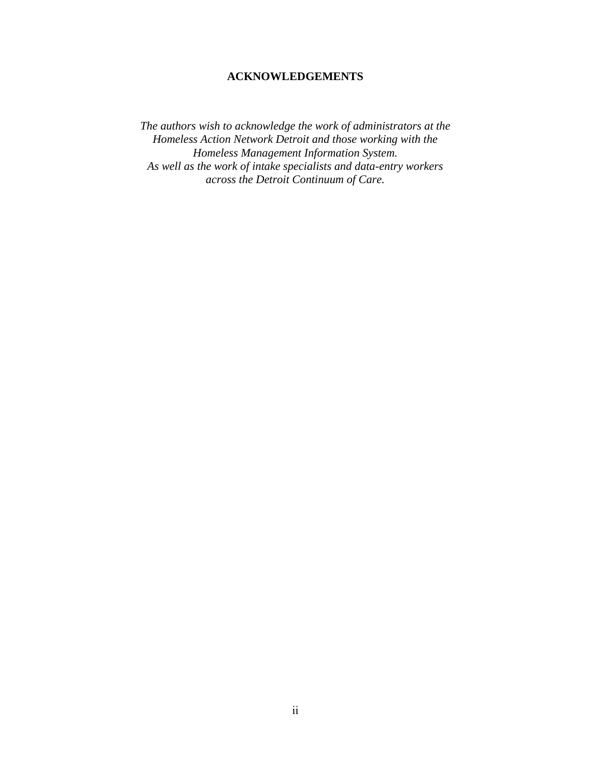# ACKNOWLEDGEMENTS

*The authors wish to acknowledge the work of administrators at the Homeless Action Network Detroit and those working with the Homeless Management Information System.*
*As well as the work of intake specialists and data-entry workers across the Detroit Continuum of Care.*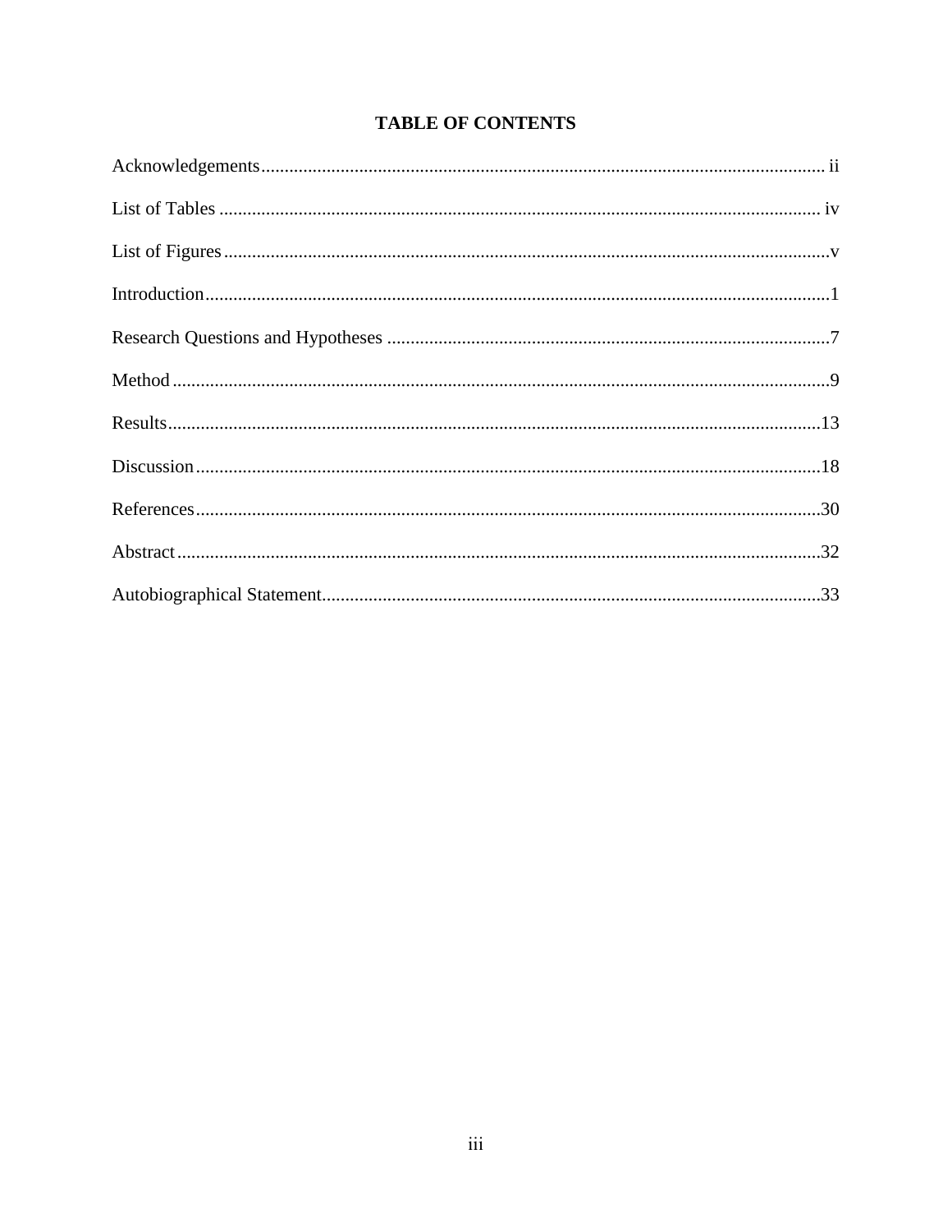# TABLE OF CONTENTS

Acknowledgements........................................................................................................................ ii

List of Tables ................................................................................................................................ iv

List of Figures .................................................................................................................................v

Introduction.....................................................................................................................................1

Research Questions and Hypotheses ..............................................................................................7

Method ...........................................................................................................................................9

Results...........................................................................................................................................13

Discussion .....................................................................................................................................18

References.....................................................................................................................................30

Abstract.........................................................................................................................................32

Autobiographical Statement..........................................................................................................33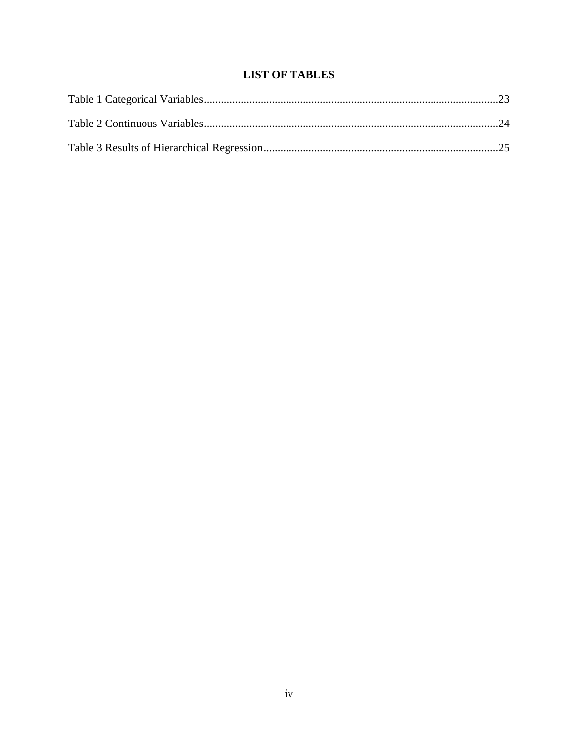# LIST OF TABLES

Table 1 Categorical Variables.......................................................................................................23

Table 2 Continuous Variables.......................................................................................................24

Table 3 Results of Hierarchical Regression..................................................................................25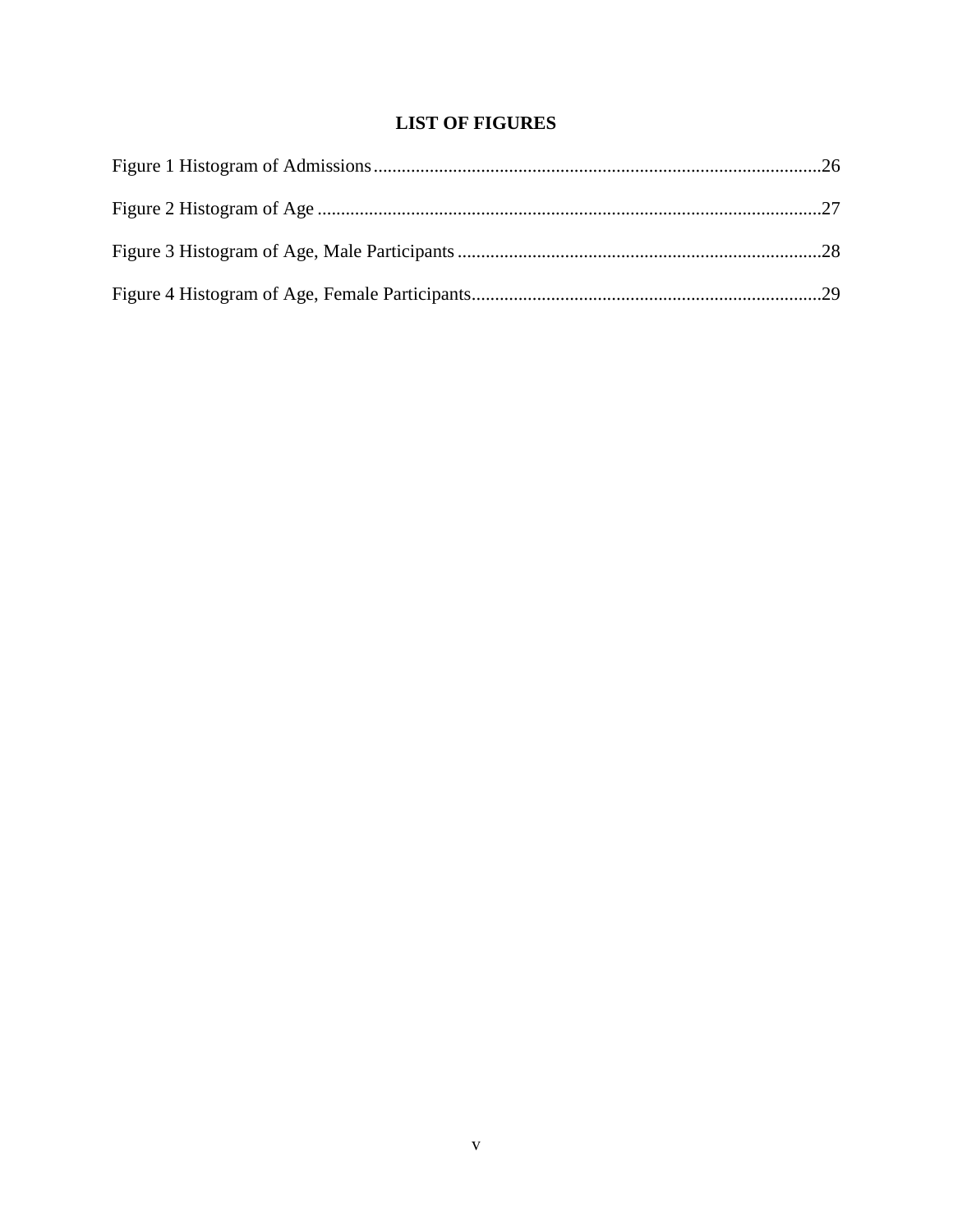# LIST OF FIGURES

Figure 1 Histogram of Admissions ........................................................................................26

Figure 2 Histogram of Age ....................................................................................................27

Figure 3 Histogram of Age, Male Participants .......................................................................28

Figure 4 Histogram of Age, Female Participants....................................................................29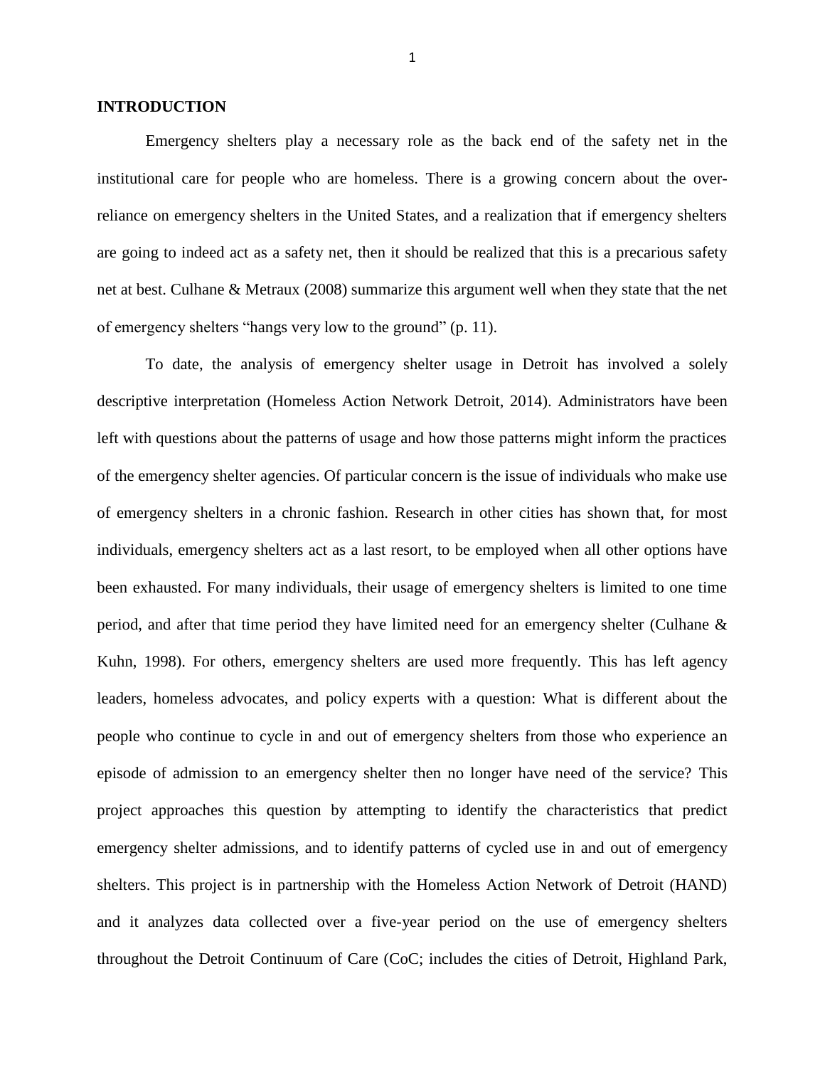## INTRODUCTION

Emergency shelters play a necessary role as the back end of the safety net in the institutional care for people who are homeless. There is a growing concern about the over-reliance on emergency shelters in the United States, and a realization that if emergency shelters are going to indeed act as a safety net, then it should be realized that this is a precarious safety net at best. Culhane & Metraux (2008) summarize this argument well when they state that the net of emergency shelters "hangs very low to the ground" (p. 11).

To date, the analysis of emergency shelter usage in Detroit has involved a solely descriptive interpretation (Homeless Action Network Detroit, 2014). Administrators have been left with questions about the patterns of usage and how those patterns might inform the practices of the emergency shelter agencies. Of particular concern is the issue of individuals who make use of emergency shelters in a chronic fashion. Research in other cities has shown that, for most individuals, emergency shelters act as a last resort, to be employed when all other options have been exhausted. For many individuals, their usage of emergency shelters is limited to one time period, and after that time period they have limited need for an emergency shelter (Culhane & Kuhn, 1998). For others, emergency shelters are used more frequently. This has left agency leaders, homeless advocates, and policy experts with a question: What is different about the people who continue to cycle in and out of emergency shelters from those who experience an episode of admission to an emergency shelter then no longer have need of the service? This project approaches this question by attempting to identify the characteristics that predict emergency shelter admissions, and to identify patterns of cycled use in and out of emergency shelters. This project is in partnership with the Homeless Action Network of Detroit (HAND) and it analyzes data collected over a five-year period on the use of emergency shelters throughout the Detroit Continuum of Care (CoC; includes the cities of Detroit, Highland Park,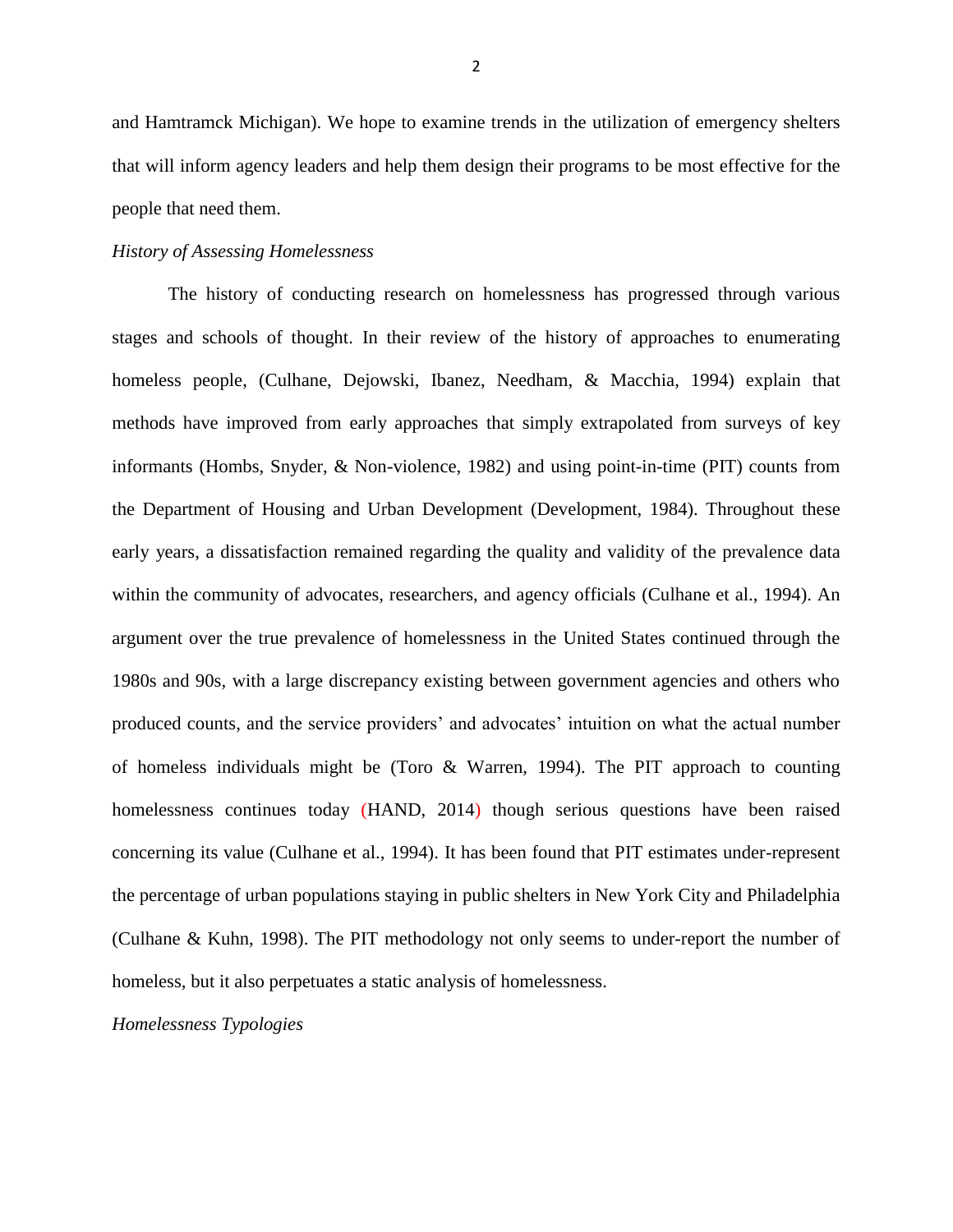and Hamtramck Michigan). We hope to examine trends in the utilization of emergency shelters that will inform agency leaders and help them design their programs to be most effective for the people that need them.

*History of Assessing Homelessness*

The history of conducting research on homelessness has progressed through various stages and schools of thought. In their review of the history of approaches to enumerating homeless people, (Culhane, Dejowski, Ibanez, Needham, & Macchia, 1994) explain that methods have improved from early approaches that simply extrapolated from surveys of key informants (Hombs, Snyder, & Non-violence, 1982) and using point-in-time (PIT) counts from the Department of Housing and Urban Development (Development, 1984). Throughout these early years, a dissatisfaction remained regarding the quality and validity of the prevalence data within the community of advocates, researchers, and agency officials (Culhane et al., 1994). An argument over the true prevalence of homelessness in the United States continued through the 1980s and 90s, with a large discrepancy existing between government agencies and others who produced counts, and the service providers' and advocates' intuition on what the actual number of homeless individuals might be (Toro & Warren, 1994). The PIT approach to counting homelessness continues today (HAND, 2014) though serious questions have been raised concerning its value (Culhane et al., 1994). It has been found that PIT estimates under-represent the percentage of urban populations staying in public shelters in New York City and Philadelphia (Culhane & Kuhn, 1998). The PIT methodology not only seems to under-report the number of homeless, but it also perpetuates a static analysis of homelessness.

*Homelessness Typologies*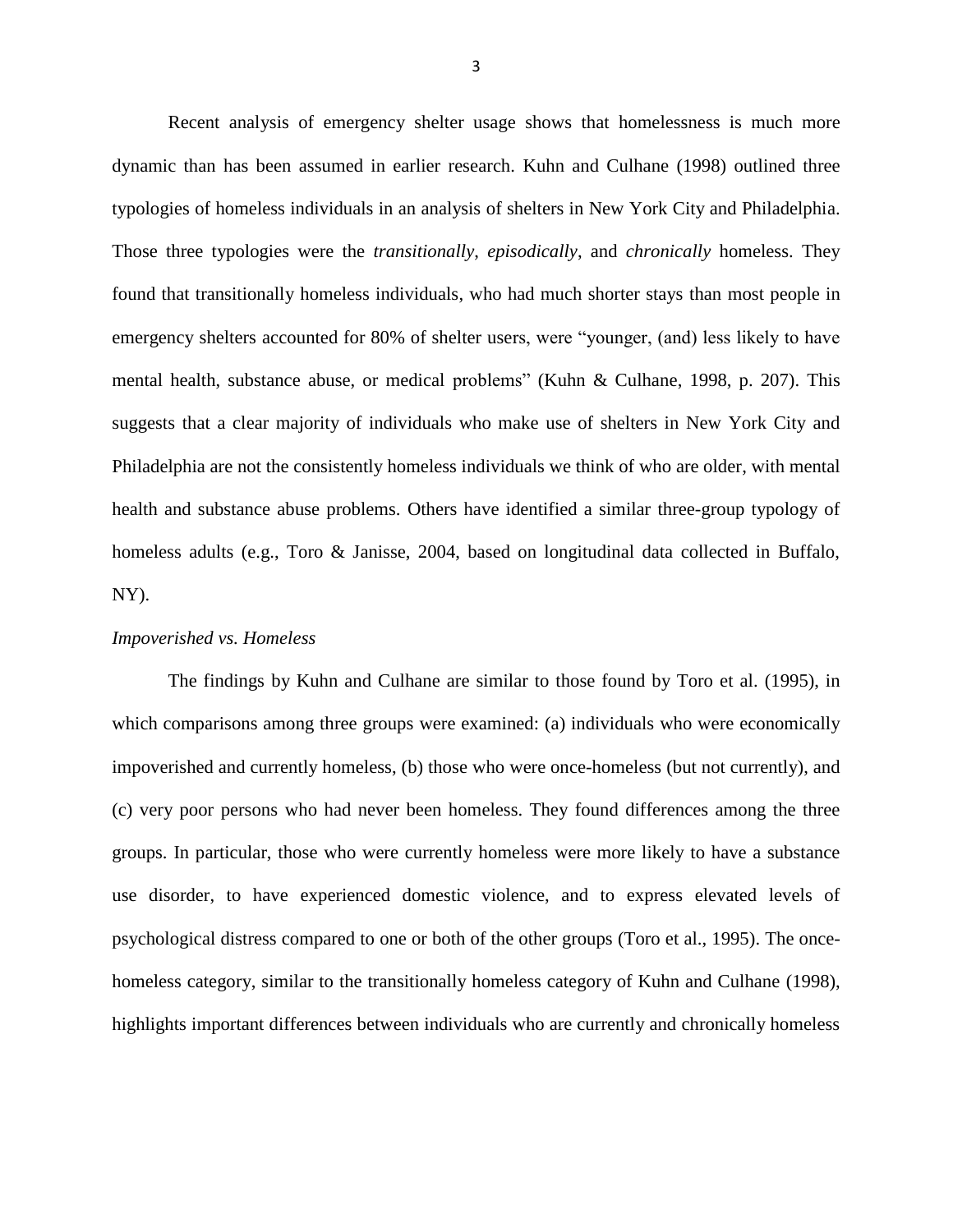Recent analysis of emergency shelter usage shows that homelessness is much more dynamic than has been assumed in earlier research. Kuhn and Culhane (1998) outlined three typologies of homeless individuals in an analysis of shelters in New York City and Philadelphia. Those three typologies were the *transitionally*, *episodically*, and *chronically* homeless. They found that transitionally homeless individuals, who had much shorter stays than most people in emergency shelters accounted for 80% of shelter users, were "younger, (and) less likely to have mental health, substance abuse, or medical problems" (Kuhn & Culhane, 1998, p. 207). This suggests that a clear majority of individuals who make use of shelters in New York City and Philadelphia are not the consistently homeless individuals we think of who are older, with mental health and substance abuse problems. Others have identified a similar three-group typology of homeless adults (e.g., Toro & Janisse, 2004, based on longitudinal data collected in Buffalo, NY).

*Impoverished vs. Homeless*

The findings by Kuhn and Culhane are similar to those found by Toro et al. (1995), in which comparisons among three groups were examined: (a) individuals who were economically impoverished and currently homeless, (b) those who were once-homeless (but not currently), and (c) very poor persons who had never been homeless. They found differences among the three groups. In particular, those who were currently homeless were more likely to have a substance use disorder, to have experienced domestic violence, and to express elevated levels of psychological distress compared to one or both of the other groups (Toro et al., 1995). The once-homeless category, similar to the transitionally homeless category of Kuhn and Culhane (1998), highlights important differences between individuals who are currently and chronically homeless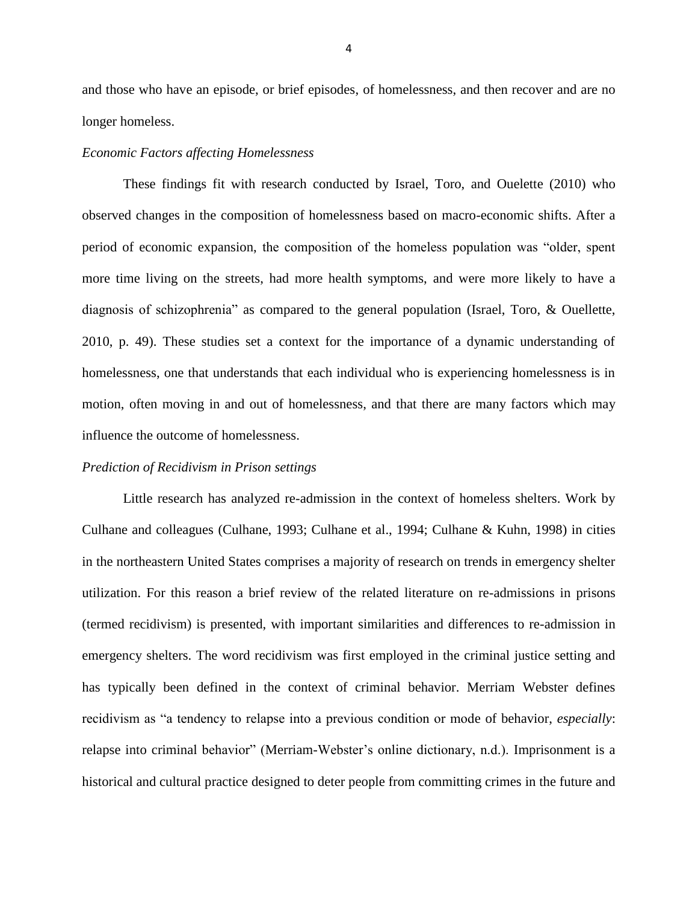and those who have an episode, or brief episodes, of homelessness, and then recover and are no longer homeless.

*Economic Factors affecting Homelessness*

These findings fit with research conducted by Israel, Toro, and Ouelette (2010) who observed changes in the composition of homelessness based on macro-economic shifts. After a period of economic expansion, the composition of the homeless population was "older, spent more time living on the streets, had more health symptoms, and were more likely to have a diagnosis of schizophrenia" as compared to the general population (Israel, Toro, & Ouellette, 2010, p. 49). These studies set a context for the importance of a dynamic understanding of homelessness, one that understands that each individual who is experiencing homelessness is in motion, often moving in and out of homelessness, and that there are many factors which may influence the outcome of homelessness.

*Prediction of Recidivism in Prison settings*

Little research has analyzed re-admission in the context of homeless shelters. Work by Culhane and colleagues (Culhane, 1993; Culhane et al., 1994; Culhane & Kuhn, 1998) in cities in the northeastern United States comprises a majority of research on trends in emergency shelter utilization. For this reason a brief review of the related literature on re-admissions in prisons (termed recidivism) is presented, with important similarities and differences to re-admission in emergency shelters. The word recidivism was first employed in the criminal justice setting and has typically been defined in the context of criminal behavior. Merriam Webster defines recidivism as "a tendency to relapse into a previous condition or mode of behavior, *especially*: relapse into criminal behavior" (Merriam-Webster's online dictionary, n.d.). Imprisonment is a historical and cultural practice designed to deter people from committing crimes in the future and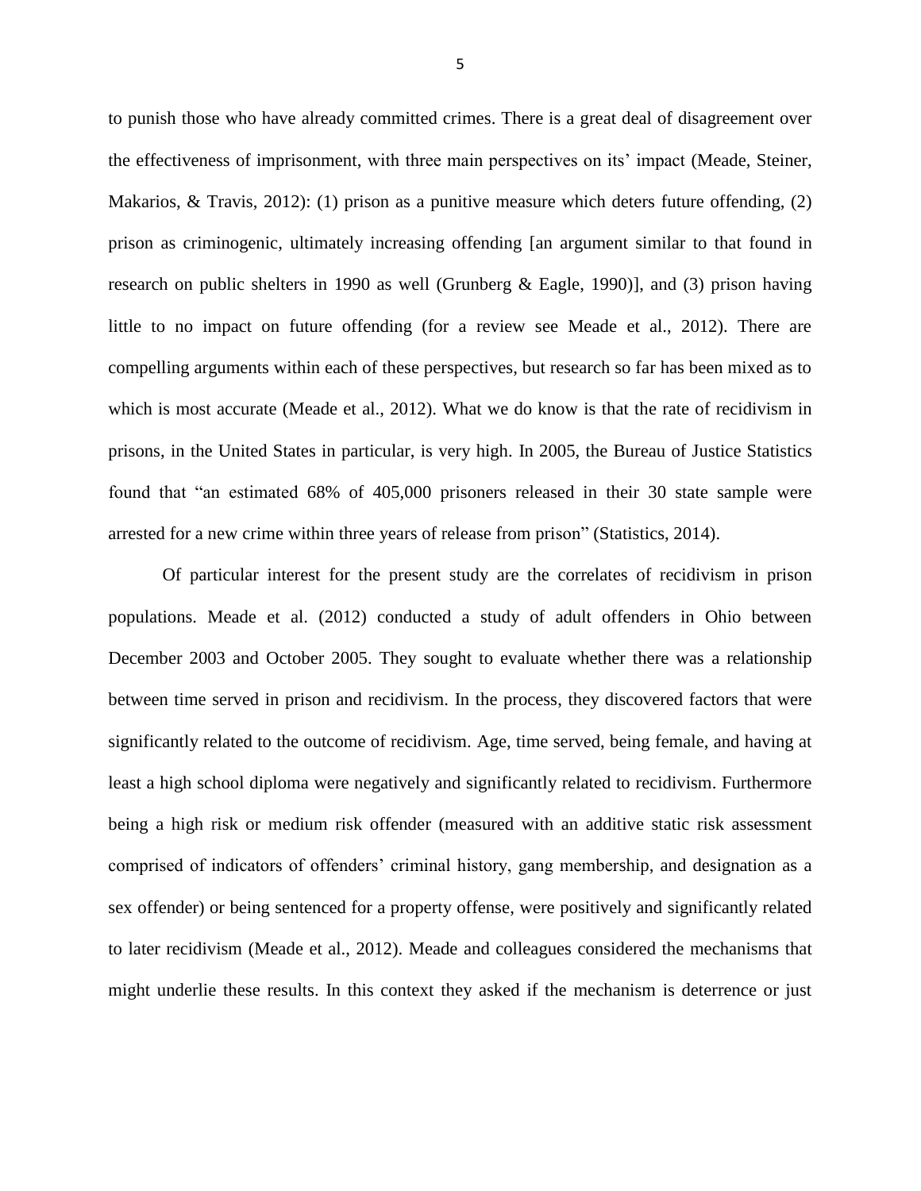to punish those who have already committed crimes. There is a great deal of disagreement over the effectiveness of imprisonment, with three main perspectives on its' impact (Meade, Steiner, Makarios, & Travis, 2012): (1) prison as a punitive measure which deters future offending, (2) prison as criminogenic, ultimately increasing offending [an argument similar to that found in research on public shelters in 1990 as well (Grunberg & Eagle, 1990)], and (3) prison having little to no impact on future offending (for a review see Meade et al., 2012). There are compelling arguments within each of these perspectives, but research so far has been mixed as to which is most accurate (Meade et al., 2012). What we do know is that the rate of recidivism in prisons, in the United States in particular, is very high. In 2005, the Bureau of Justice Statistics found that "an estimated 68% of 405,000 prisoners released in their 30 state sample were arrested for a new crime within three years of release from prison" (Statistics, 2014).

Of particular interest for the present study are the correlates of recidivism in prison populations. Meade et al. (2012) conducted a study of adult offenders in Ohio between December 2003 and October 2005. They sought to evaluate whether there was a relationship between time served in prison and recidivism. In the process, they discovered factors that were significantly related to the outcome of recidivism. Age, time served, being female, and having at least a high school diploma were negatively and significantly related to recidivism. Furthermore being a high risk or medium risk offender (measured with an additive static risk assessment comprised of indicators of offenders' criminal history, gang membership, and designation as a sex offender) or being sentenced for a property offense, were positively and significantly related to later recidivism (Meade et al., 2012). Meade and colleagues considered the mechanisms that might underlie these results. In this context they asked if the mechanism is deterrence or just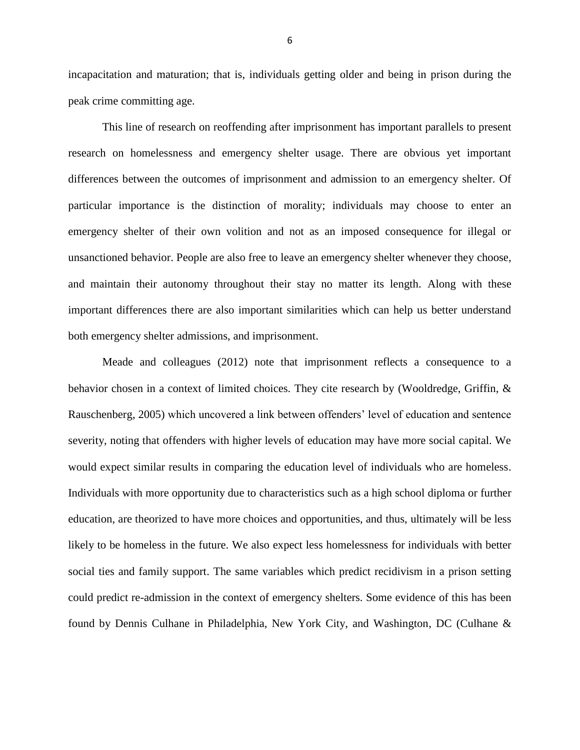incapacitation and maturation; that is, individuals getting older and being in prison during the peak crime committing age.

This line of research on reoffending after imprisonment has important parallels to present research on homelessness and emergency shelter usage. There are obvious yet important differences between the outcomes of imprisonment and admission to an emergency shelter. Of particular importance is the distinction of morality; individuals may choose to enter an emergency shelter of their own volition and not as an imposed consequence for illegal or unsanctioned behavior. People are also free to leave an emergency shelter whenever they choose, and maintain their autonomy throughout their stay no matter its length. Along with these important differences there are also important similarities which can help us better understand both emergency shelter admissions, and imprisonment.

Meade and colleagues (2012) note that imprisonment reflects a consequence to a behavior chosen in a context of limited choices. They cite research by (Wooldredge, Griffin, & Rauschenberg, 2005) which uncovered a link between offenders' level of education and sentence severity, noting that offenders with higher levels of education may have more social capital. We would expect similar results in comparing the education level of individuals who are homeless. Individuals with more opportunity due to characteristics such as a high school diploma or further education, are theorized to have more choices and opportunities, and thus, ultimately will be less likely to be homeless in the future. We also expect less homelessness for individuals with better social ties and family support. The same variables which predict recidivism in a prison setting could predict re-admission in the context of emergency shelters. Some evidence of this has been found by Dennis Culhane in Philadelphia, New York City, and Washington, DC (Culhane &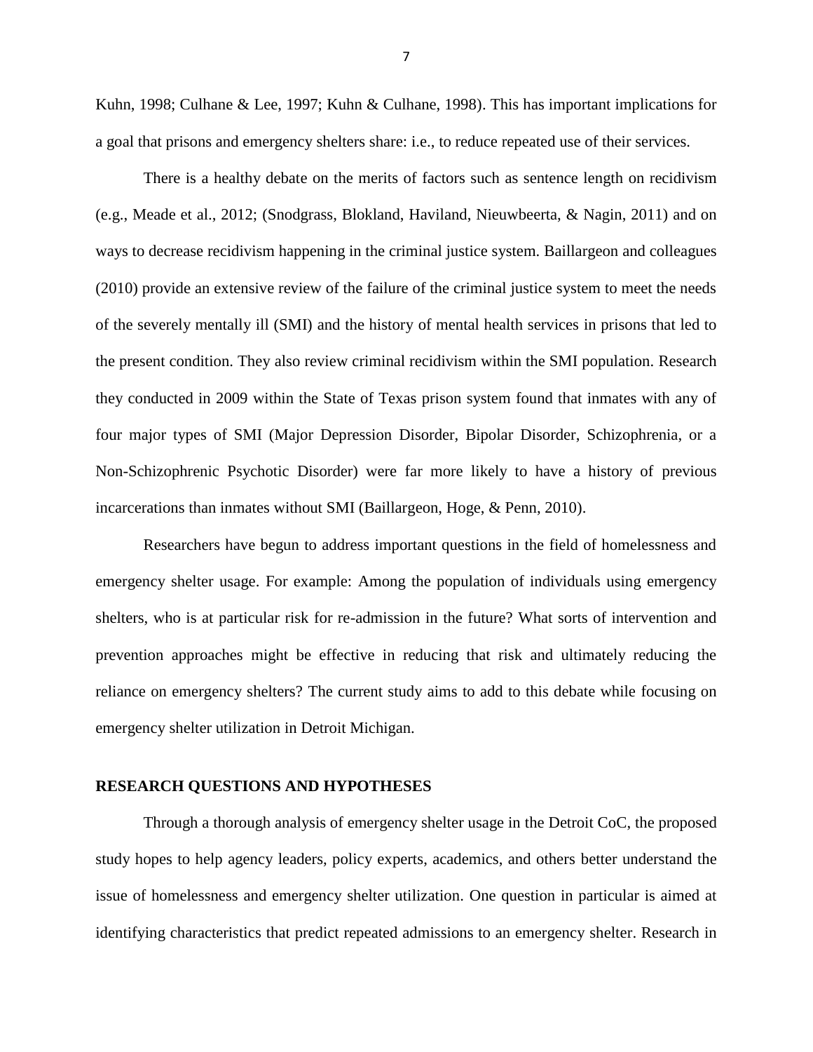Kuhn, 1998; Culhane & Lee, 1997; Kuhn & Culhane, 1998). This has important implications for a goal that prisons and emergency shelters share: i.e., to reduce repeated use of their services.

There is a healthy debate on the merits of factors such as sentence length on recidivism (e.g., Meade et al., 2012; (Snodgrass, Blokland, Haviland, Nieuwbeerta, & Nagin, 2011) and on ways to decrease recidivism happening in the criminal justice system. Baillargeon and colleagues (2010) provide an extensive review of the failure of the criminal justice system to meet the needs of the severely mentally ill (SMI) and the history of mental health services in prisons that led to the present condition. They also review criminal recidivism within the SMI population. Research they conducted in 2009 within the State of Texas prison system found that inmates with any of four major types of SMI (Major Depression Disorder, Bipolar Disorder, Schizophrenia, or a Non-Schizophrenic Psychotic Disorder) were far more likely to have a history of previous incarcerations than inmates without SMI (Baillargeon, Hoge, & Penn, 2010).

Researchers have begun to address important questions in the field of homelessness and emergency shelter usage. For example: Among the population of individuals using emergency shelters, who is at particular risk for re-admission in the future? What sorts of intervention and prevention approaches might be effective in reducing that risk and ultimately reducing the reliance on emergency shelters? The current study aims to add to this debate while focusing on emergency shelter utilization in Detroit Michigan.

## RESEARCH QUESTIONS AND HYPOTHESES

Through a thorough analysis of emergency shelter usage in the Detroit CoC, the proposed study hopes to help agency leaders, policy experts, academics, and others better understand the issue of homelessness and emergency shelter utilization. One question in particular is aimed at identifying characteristics that predict repeated admissions to an emergency shelter. Research in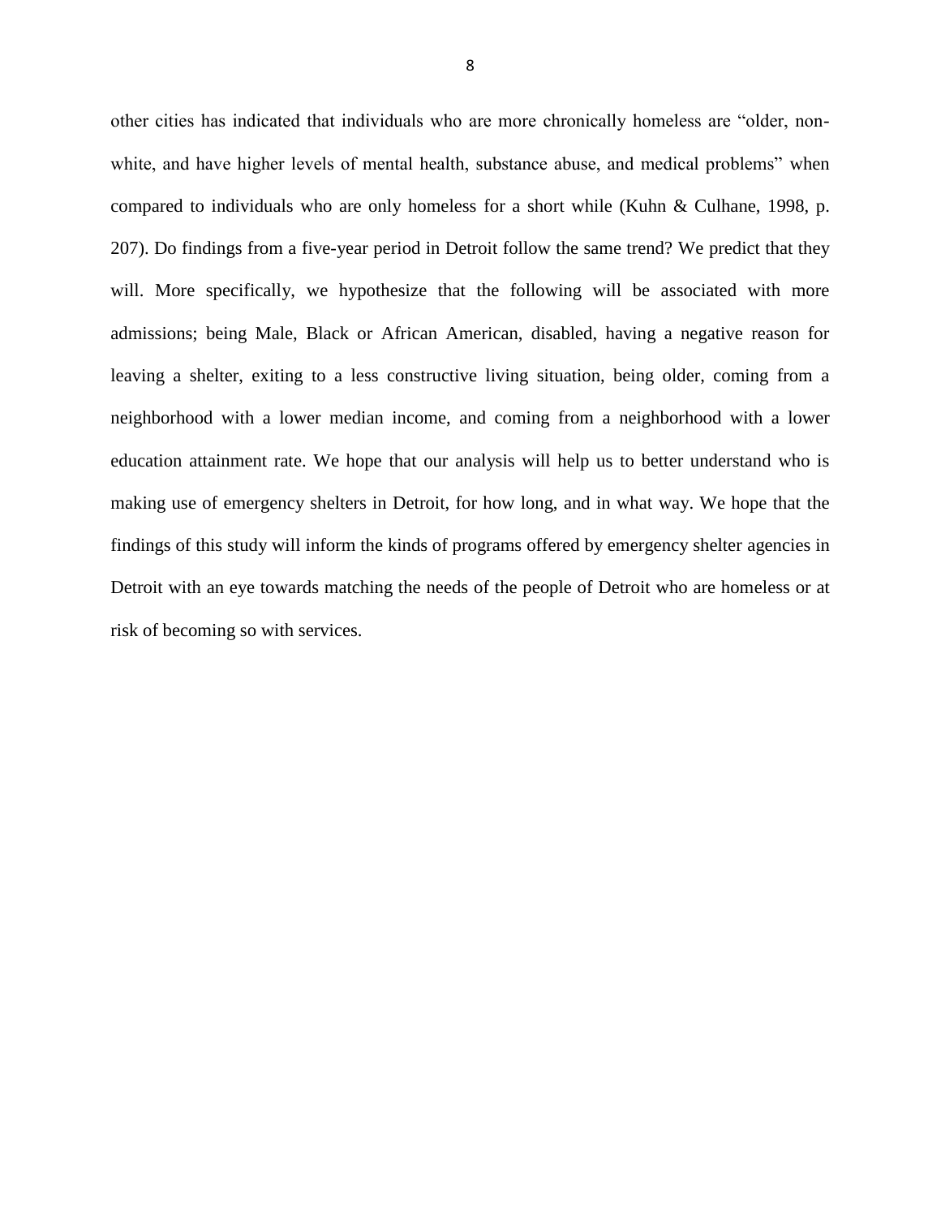other cities has indicated that individuals who are more chronically homeless are "older, non-white, and have higher levels of mental health, substance abuse, and medical problems" when compared to individuals who are only homeless for a short while (Kuhn & Culhane, 1998, p. 207). Do findings from a five-year period in Detroit follow the same trend? We predict that they will. More specifically, we hypothesize that the following will be associated with more admissions; being Male, Black or African American, disabled, having a negative reason for leaving a shelter, exiting to a less constructive living situation, being older, coming from a neighborhood with a lower median income, and coming from a neighborhood with a lower education attainment rate. We hope that our analysis will help us to better understand who is making use of emergency shelters in Detroit, for how long, and in what way. We hope that the findings of this study will inform the kinds of programs offered by emergency shelter agencies in Detroit with an eye towards matching the needs of the people of Detroit who are homeless or at risk of becoming so with services.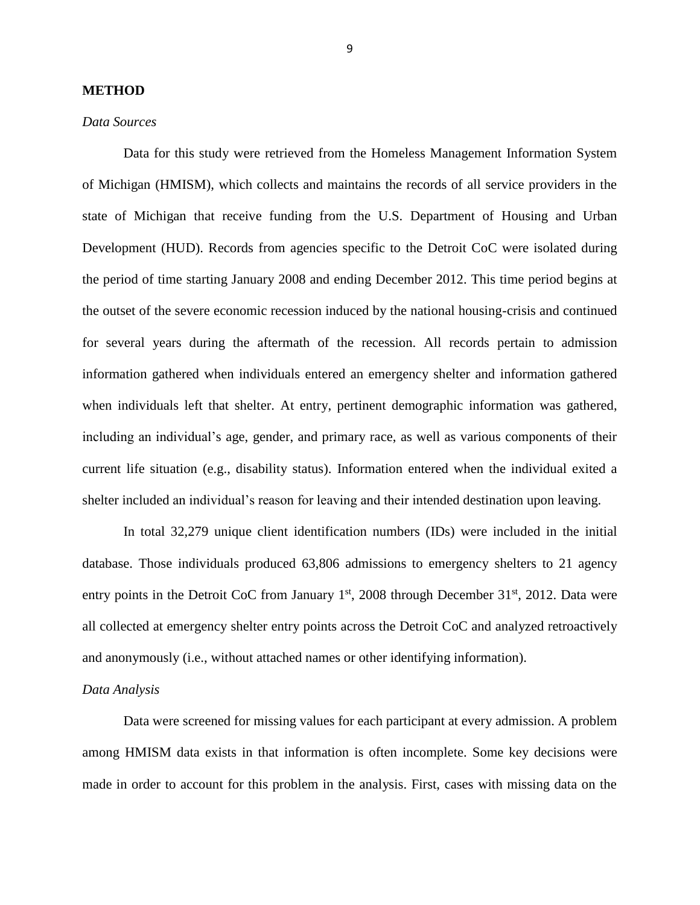## METHOD

### *Data Sources*

Data for this study were retrieved from the Homeless Management Information System of Michigan (HMISM), which collects and maintains the records of all service providers in the state of Michigan that receive funding from the U.S. Department of Housing and Urban Development (HUD). Records from agencies specific to the Detroit CoC were isolated during the period of time starting January 2008 and ending December 2012. This time period begins at the outset of the severe economic recession induced by the national housing-crisis and continued for several years during the aftermath of the recession. All records pertain to admission information gathered when individuals entered an emergency shelter and information gathered when individuals left that shelter. At entry, pertinent demographic information was gathered, including an individual's age, gender, and primary race, as well as various components of their current life situation (e.g., disability status). Information entered when the individual exited a shelter included an individual's reason for leaving and their intended destination upon leaving.

In total 32,279 unique client identification numbers (IDs) were included in the initial database. Those individuals produced 63,806 admissions to emergency shelters to 21 agency entry points in the Detroit CoC from January 1st, 2008 through December 31st, 2012. Data were all collected at emergency shelter entry points across the Detroit CoC and analyzed retroactively and anonymously (i.e., without attached names or other identifying information).

### *Data Analysis*

Data were screened for missing values for each participant at every admission. A problem among HMISM data exists in that information is often incomplete. Some key decisions were made in order to account for this problem in the analysis. First, cases with missing data on the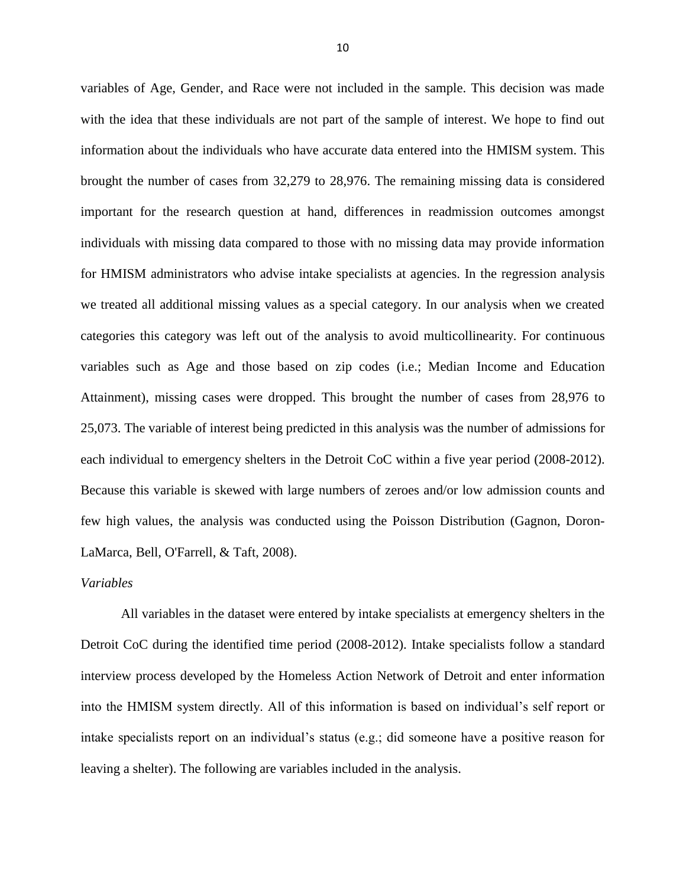variables of Age, Gender, and Race were not included in the sample. This decision was made with the idea that these individuals are not part of the sample of interest. We hope to find out information about the individuals who have accurate data entered into the HMISM system. This brought the number of cases from 32,279 to 28,976. The remaining missing data is considered important for the research question at hand, differences in readmission outcomes amongst individuals with missing data compared to those with no missing data may provide information for HMISM administrators who advise intake specialists at agencies. In the regression analysis we treated all additional missing values as a special category. In our analysis when we created categories this category was left out of the analysis to avoid multicollinearity. For continuous variables such as Age and those based on zip codes (i.e.; Median Income and Education Attainment), missing cases were dropped. This brought the number of cases from 28,976 to 25,073. The variable of interest being predicted in this analysis was the number of admissions for each individual to emergency shelters in the Detroit CoC within a five year period (2008-2012). Because this variable is skewed with large numbers of zeroes and/or low admission counts and few high values, the analysis was conducted using the Poisson Distribution (Gagnon, Doron-LaMarca, Bell, O'Farrell, & Taft, 2008).

*Variables*

All variables in the dataset were entered by intake specialists at emergency shelters in the Detroit CoC during the identified time period (2008-2012). Intake specialists follow a standard interview process developed by the Homeless Action Network of Detroit and enter information into the HMISM system directly. All of this information is based on individual's self report or intake specialists report on an individual's status (e.g.; did someone have a positive reason for leaving a shelter). The following are variables included in the analysis.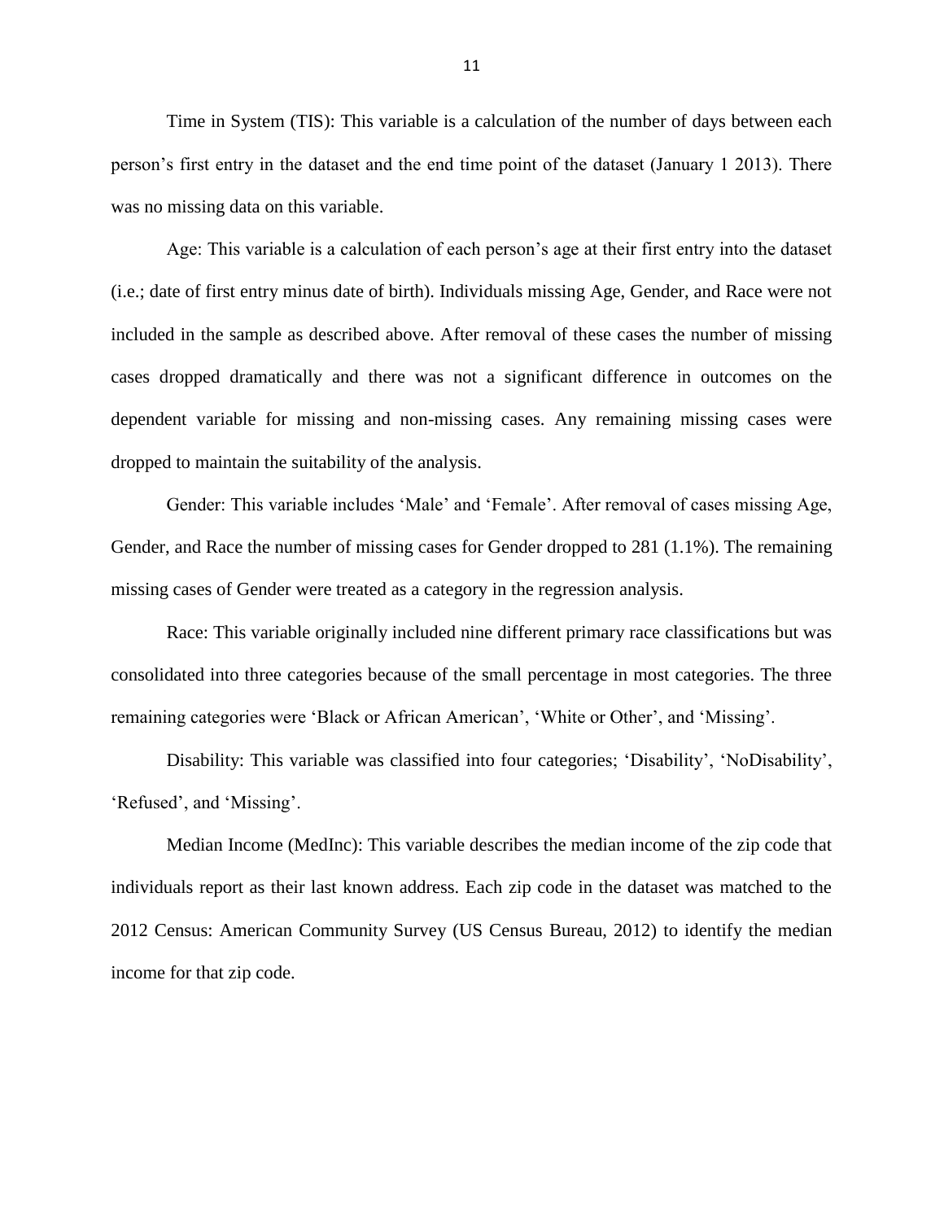Time in System (TIS): This variable is a calculation of the number of days between each person's first entry in the dataset and the end time point of the dataset (January 1 2013). There was no missing data on this variable.

Age: This variable is a calculation of each person's age at their first entry into the dataset (i.e.; date of first entry minus date of birth). Individuals missing Age, Gender, and Race were not included in the sample as described above. After removal of these cases the number of missing cases dropped dramatically and there was not a significant difference in outcomes on the dependent variable for missing and non-missing cases. Any remaining missing cases were dropped to maintain the suitability of the analysis.

Gender: This variable includes 'Male' and 'Female'. After removal of cases missing Age, Gender, and Race the number of missing cases for Gender dropped to 281 (1.1%). The remaining missing cases of Gender were treated as a category in the regression analysis.

Race: This variable originally included nine different primary race classifications but was consolidated into three categories because of the small percentage in most categories. The three remaining categories were 'Black or African American', 'White or Other', and 'Missing'.

Disability: This variable was classified into four categories; 'Disability', 'NoDisability', 'Refused', and 'Missing'.

Median Income (MedInc): This variable describes the median income of the zip code that individuals report as their last known address. Each zip code in the dataset was matched to the 2012 Census: American Community Survey (US Census Bureau, 2012) to identify the median income for that zip code.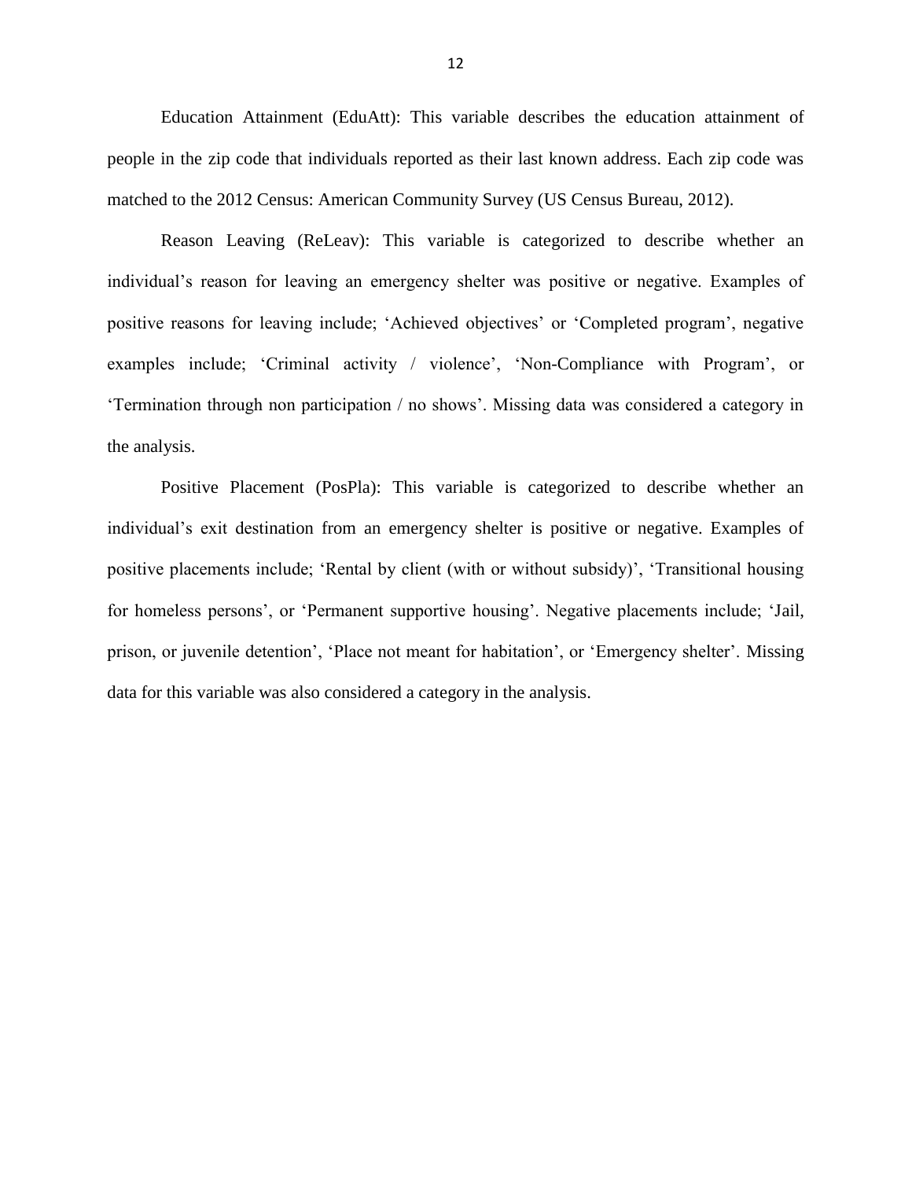Education Attainment (EduAtt): This variable describes the education attainment of people in the zip code that individuals reported as their last known address. Each zip code was matched to the 2012 Census: American Community Survey (US Census Bureau, 2012).

Reason Leaving (ReLeav): This variable is categorized to describe whether an individual's reason for leaving an emergency shelter was positive or negative. Examples of positive reasons for leaving include; 'Achieved objectives' or 'Completed program', negative examples include; 'Criminal activity / violence', 'Non-Compliance with Program', or 'Termination through non participation / no shows'. Missing data was considered a category in the analysis.

Positive Placement (PosPla): This variable is categorized to describe whether an individual's exit destination from an emergency shelter is positive or negative. Examples of positive placements include; 'Rental by client (with or without subsidy)', 'Transitional housing for homeless persons', or 'Permanent supportive housing'. Negative placements include; 'Jail, prison, or juvenile detention', 'Place not meant for habitation', or 'Emergency shelter'. Missing data for this variable was also considered a category in the analysis.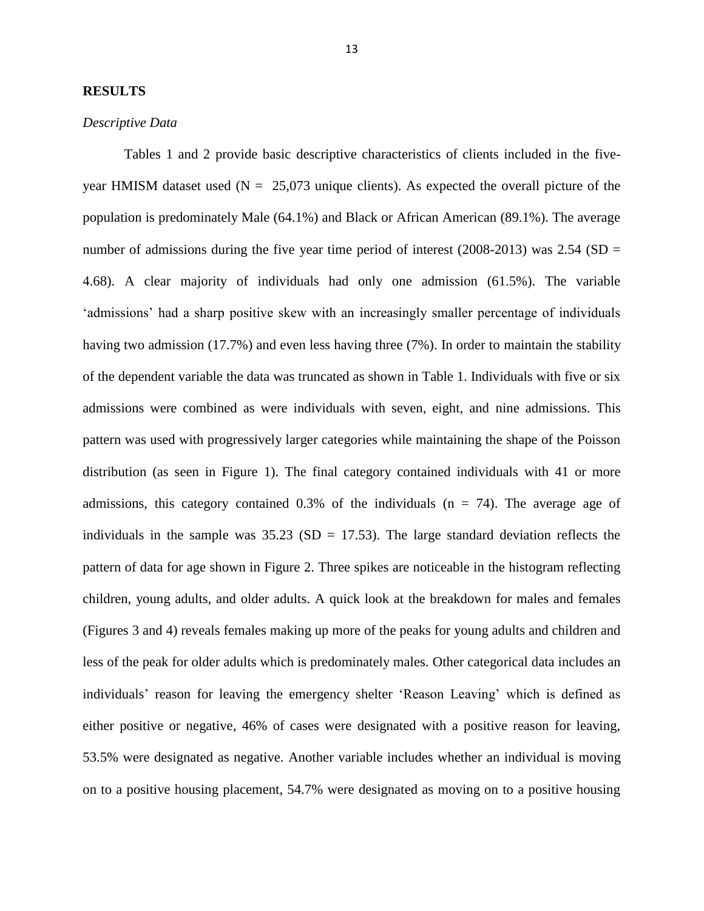## RESULTS

### *Descriptive Data*

Tables 1 and 2 provide basic descriptive characteristics of clients included in the five-year HMISM dataset used (N = 25,073 unique clients). As expected the overall picture of the population is predominately Male (64.1%) and Black or African American (89.1%). The average number of admissions during the five year time period of interest (2008-2013) was 2.54 (SD = 4.68). A clear majority of individuals had only one admission (61.5%). The variable 'admissions' had a sharp positive skew with an increasingly smaller percentage of individuals having two admission (17.7%) and even less having three (7%). In order to maintain the stability of the dependent variable the data was truncated as shown in Table 1. Individuals with five or six admissions were combined as were individuals with seven, eight, and nine admissions. This pattern was used with progressively larger categories while maintaining the shape of the Poisson distribution (as seen in Figure 1). The final category contained individuals with 41 or more admissions, this category contained 0.3% of the individuals (n = 74). The average age of individuals in the sample was 35.23 (SD = 17.53). The large standard deviation reflects the pattern of data for age shown in Figure 2. Three spikes are noticeable in the histogram reflecting children, young adults, and older adults. A quick look at the breakdown for males and females (Figures 3 and 4) reveals females making up more of the peaks for young adults and children and less of the peak for older adults which is predominately males. Other categorical data includes an individuals' reason for leaving the emergency shelter 'Reason Leaving' which is defined as either positive or negative, 46% of cases were designated with a positive reason for leaving, 53.5% were designated as negative. Another variable includes whether an individual is moving on to a positive housing placement, 54.7% were designated as moving on to a positive housing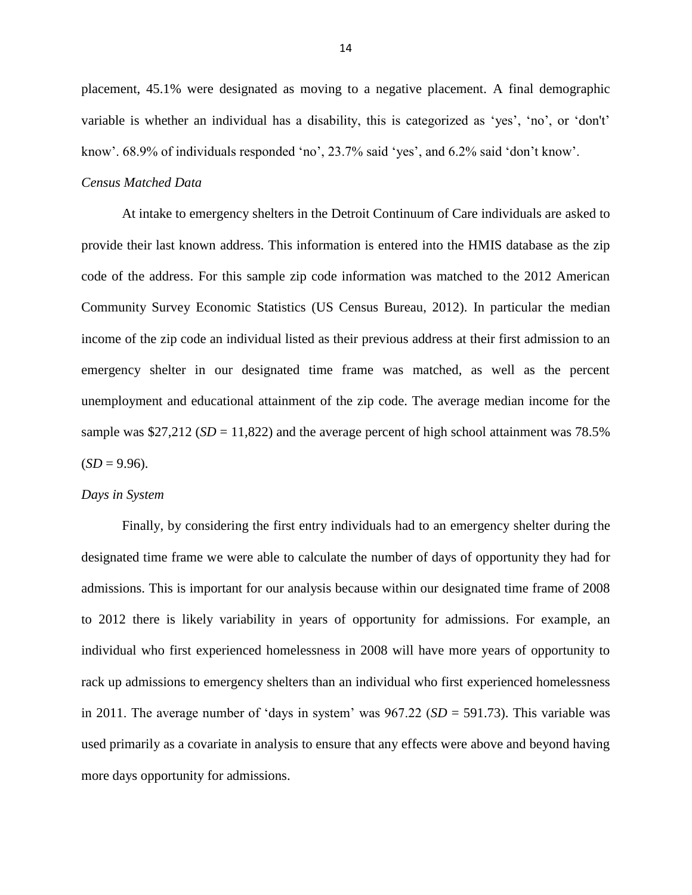placement, 45.1% were designated as moving to a negative placement. A final demographic variable is whether an individual has a disability, this is categorized as 'yes', 'no', or 'don't' know'. 68.9% of individuals responded 'no', 23.7% said 'yes', and 6.2% said 'don't know'.

*Census Matched Data*

At intake to emergency shelters in the Detroit Continuum of Care individuals are asked to provide their last known address. This information is entered into the HMIS database as the zip code of the address. For this sample zip code information was matched to the 2012 American Community Survey Economic Statistics (US Census Bureau, 2012). In particular the median income of the zip code an individual listed as their previous address at their first admission to an emergency shelter in our designated time frame was matched, as well as the percent unemployment and educational attainment of the zip code. The average median income for the sample was $27,212 (*SD* = 11,822) and the average percent of high school attainment was 78.5% (*SD* = 9.96).

*Days in System*

Finally, by considering the first entry individuals had to an emergency shelter during the designated time frame we were able to calculate the number of days of opportunity they had for admissions. This is important for our analysis because within our designated time frame of 2008 to 2012 there is likely variability in years of opportunity for admissions. For example, an individual who first experienced homelessness in 2008 will have more years of opportunity to rack up admissions to emergency shelters than an individual who first experienced homelessness in 2011. The average number of 'days in system' was 967.22 (*SD* = 591.73). This variable was used primarily as a covariate in analysis to ensure that any effects were above and beyond having more days opportunity for admissions.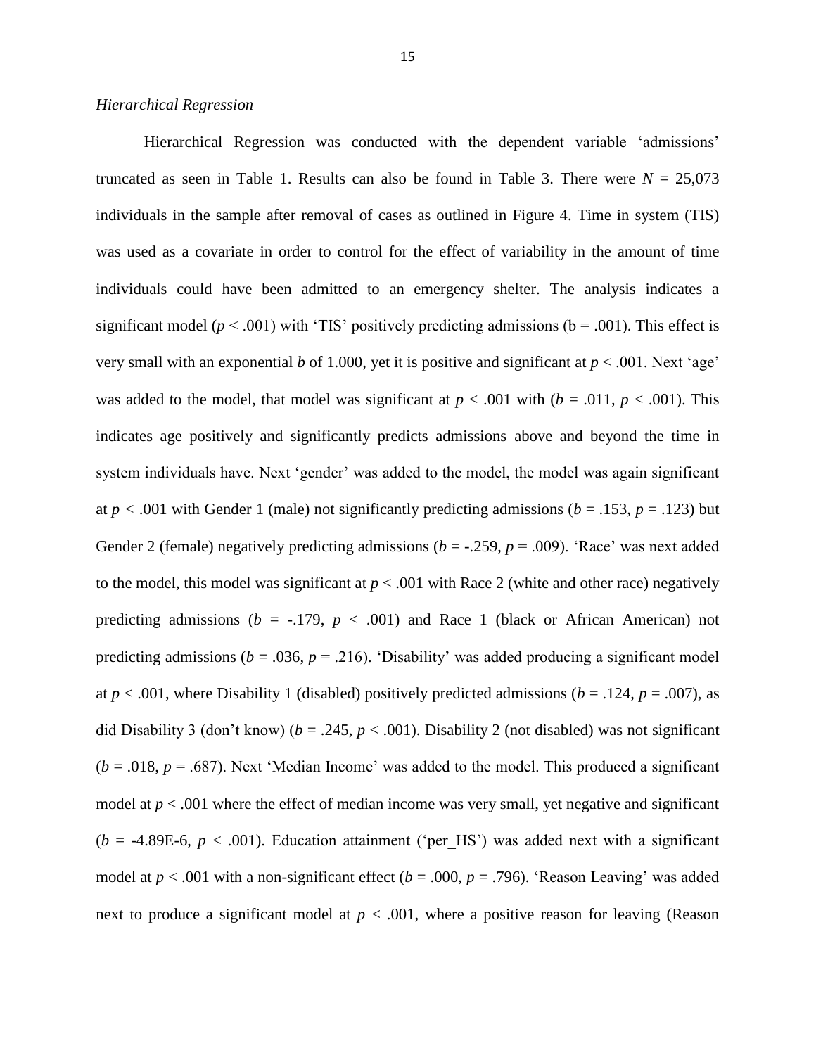*Hierarchical Regression*

Hierarchical Regression was conducted with the dependent variable 'admissions' truncated as seen in Table 1. Results can also be found in Table 3. There were $N = 25{,}073$ individuals in the sample after removal of cases as outlined in Figure 4. Time in system (TIS) was used as a covariate in order to control for the effect of variability in the amount of time individuals could have been admitted to an emergency shelter. The analysis indicates a significant model ($p < .001$) with 'TIS' positively predicting admissions (b = .001). This effect is very small with an exponential $b$ of 1.000, yet it is positive and significant at $p < .001$. Next 'age' was added to the model, that model was significant at $p < .001$ with ($b = .011$, $p < .001$). This indicates age positively and significantly predicts admissions above and beyond the time in system individuals have. Next 'gender' was added to the model, the model was again significant at $p < .001$ with Gender 1 (male) not significantly predicting admissions ($b = .153$, $p = .123$) but Gender 2 (female) negatively predicting admissions ($b = -.259$, $p = .009$). 'Race' was next added to the model, this model was significant at $p < .001$ with Race 2 (white and other race) negatively predicting admissions ($b = -.179$, $p < .001$) and Race 1 (black or African American) not predicting admissions ($b = .036$, $p = .216$). 'Disability' was added producing a significant model at $p < .001$, where Disability 1 (disabled) positively predicted admissions ($b = .124$, $p = .007$), as did Disability 3 (don't know) ($b = .245$, $p < .001$). Disability 2 (not disabled) was not significant ($b = .018$, $p = .687$). Next 'Median Income' was added to the model. This produced a significant model at $p < .001$ where the effect of median income was very small, yet negative and significant ($b = -4.89\text{E-}6$, $p < .001$). Education attainment ('per_HS') was added next with a significant model at $p < .001$ with a non-significant effect ($b = .000$, $p = .796$). 'Reason Leaving' was added next to produce a significant model at $p < .001$, where a positive reason for leaving (Reason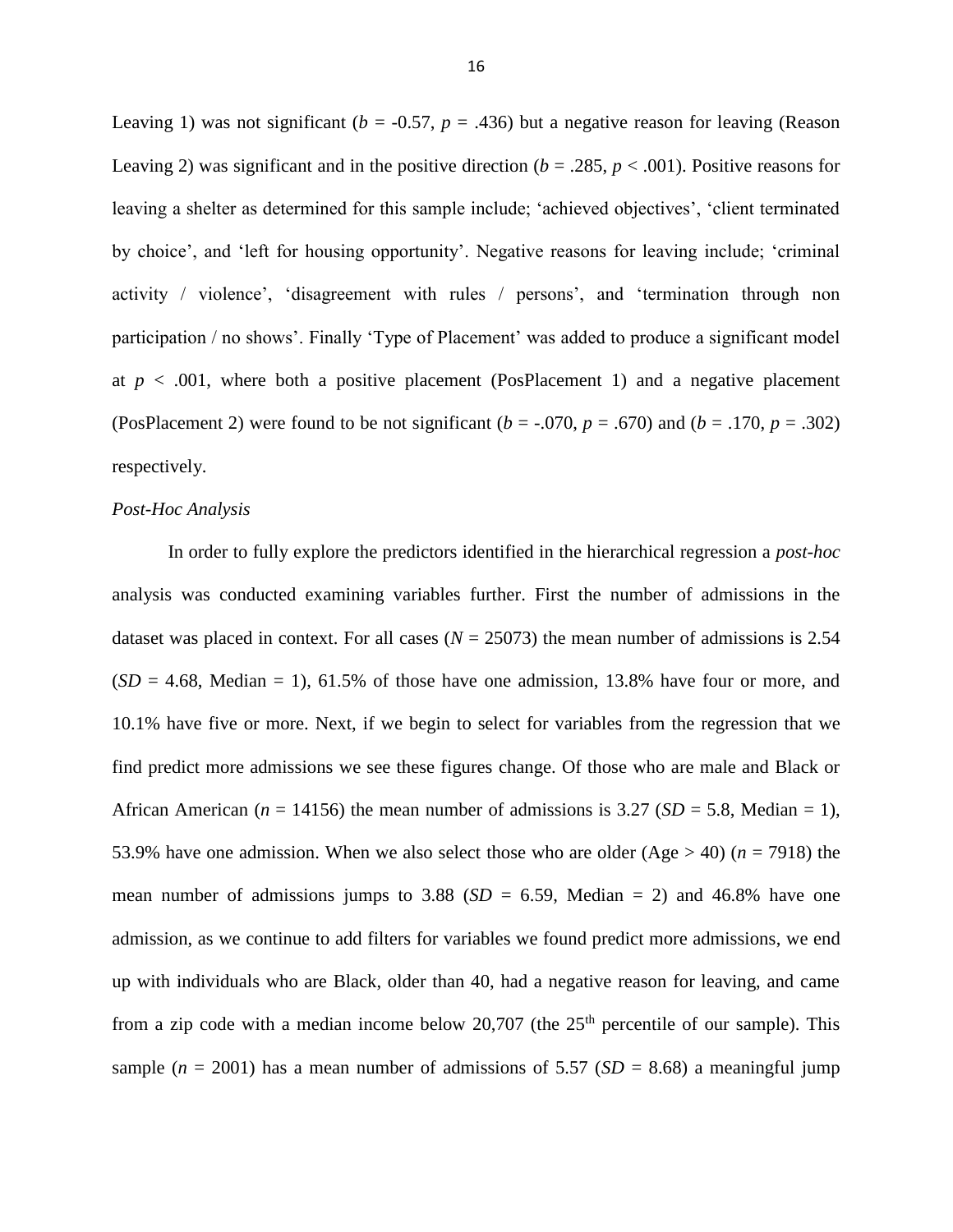Leaving 1) was not significant (*b* = -0.57, *p* = .436) but a negative reason for leaving (Reason Leaving 2) was significant and in the positive direction (*b* = .285, *p* < .001). Positive reasons for leaving a shelter as determined for this sample include; 'achieved objectives', 'client terminated by choice', and 'left for housing opportunity'. Negative reasons for leaving include; 'criminal activity / violence', 'disagreement with rules / persons', and 'termination through non participation / no shows'. Finally 'Type of Placement' was added to produce a significant model at *p* < .001, where both a positive placement (PosPlacement 1) and a negative placement (PosPlacement 2) were found to be not significant (*b* = -.070, *p* = .670) and (*b* = .170, *p* = .302) respectively.

*Post-Hoc Analysis*

In order to fully explore the predictors identified in the hierarchical regression a *post-hoc* analysis was conducted examining variables further. First the number of admissions in the dataset was placed in context. For all cases (*N* = 25073) the mean number of admissions is 2.54 (*SD* = 4.68, Median = 1), 61.5% of those have one admission, 13.8% have four or more, and 10.1% have five or more. Next, if we begin to select for variables from the regression that we find predict more admissions we see these figures change. Of those who are male and Black or African American (*n* = 14156) the mean number of admissions is 3.27 (*SD* = 5.8, Median = 1), 53.9% have one admission. When we also select those who are older (Age > 40) (*n* = 7918) the mean number of admissions jumps to 3.88 (*SD* = 6.59, Median = 2) and 46.8% have one admission, as we continue to add filters for variables we found predict more admissions, we end up with individuals who are Black, older than 40, had a negative reason for leaving, and came from a zip code with a median income below 20,707 (the 25th percentile of our sample). This sample (*n* = 2001) has a mean number of admissions of 5.57 (*SD* = 8.68) a meaningful jump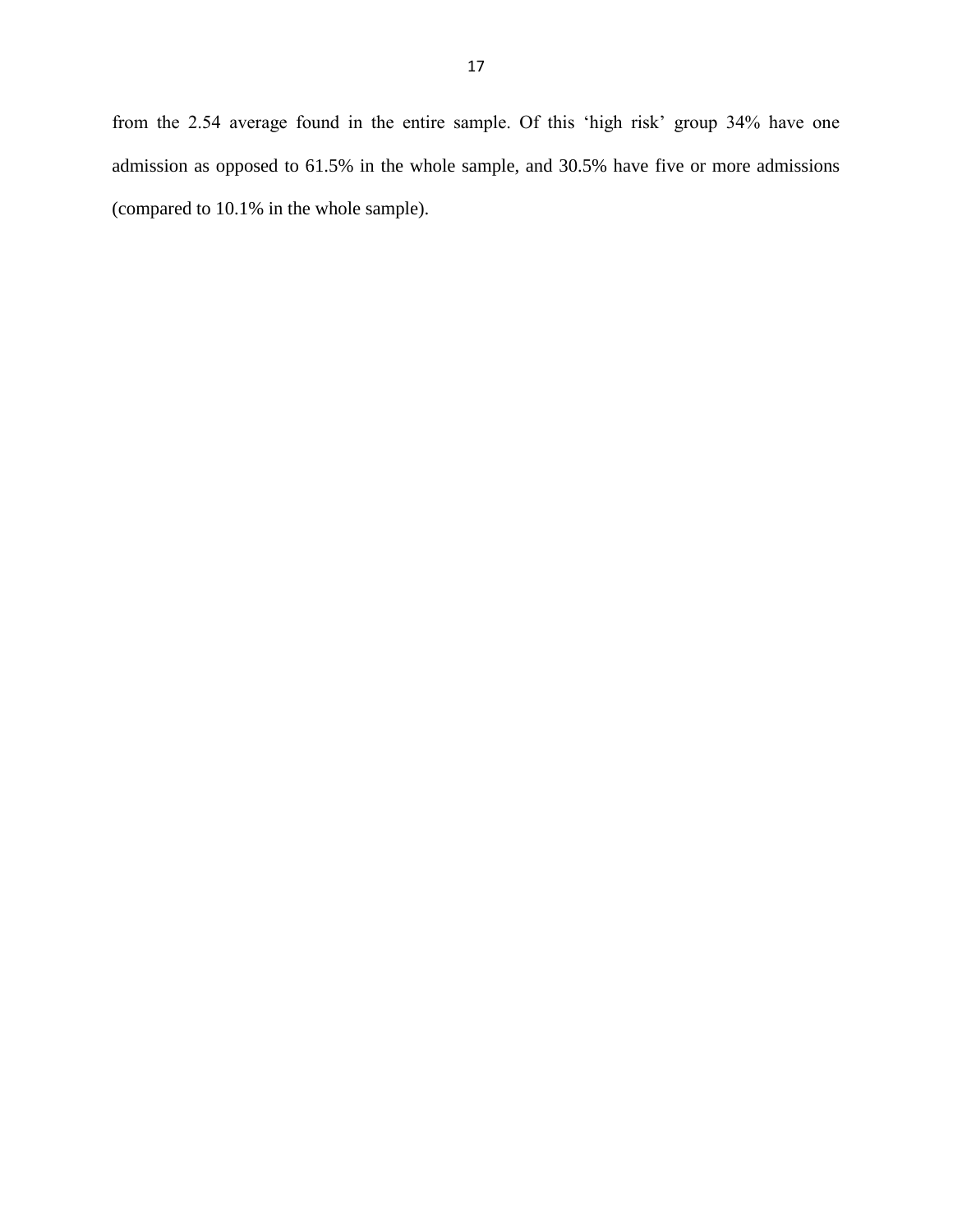from the 2.54 average found in the entire sample. Of this 'high risk' group 34% have one admission as opposed to 61.5% in the whole sample, and 30.5% have five or more admissions (compared to 10.1% in the whole sample).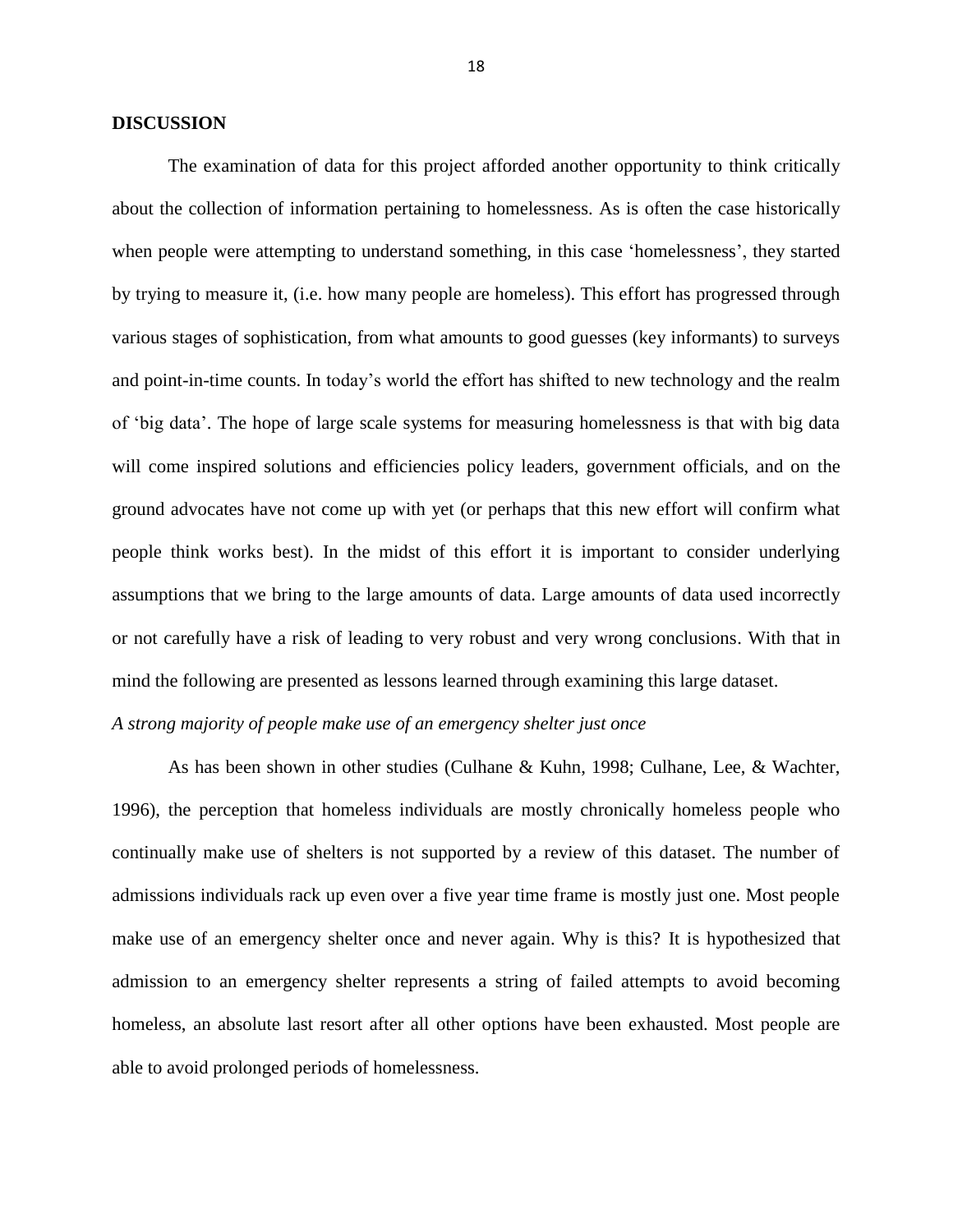## DISCUSSION

The examination of data for this project afforded another opportunity to think critically about the collection of information pertaining to homelessness. As is often the case historically when people were attempting to understand something, in this case 'homelessness', they started by trying to measure it, (i.e. how many people are homeless). This effort has progressed through various stages of sophistication, from what amounts to good guesses (key informants) to surveys and point-in-time counts. In today's world the effort has shifted to new technology and the realm of 'big data'. The hope of large scale systems for measuring homelessness is that with big data will come inspired solutions and efficiencies policy leaders, government officials, and on the ground advocates have not come up with yet (or perhaps that this new effort will confirm what people think works best). In the midst of this effort it is important to consider underlying assumptions that we bring to the large amounts of data. Large amounts of data used incorrectly or not carefully have a risk of leading to very robust and very wrong conclusions. With that in mind the following are presented as lessons learned through examining this large dataset.

*A strong majority of people make use of an emergency shelter just once*

As has been shown in other studies (Culhane & Kuhn, 1998; Culhane, Lee, & Wachter, 1996), the perception that homeless individuals are mostly chronically homeless people who continually make use of shelters is not supported by a review of this dataset. The number of admissions individuals rack up even over a five year time frame is mostly just one. Most people make use of an emergency shelter once and never again. Why is this? It is hypothesized that admission to an emergency shelter represents a string of failed attempts to avoid becoming homeless, an absolute last resort after all other options have been exhausted. Most people are able to avoid prolonged periods of homelessness.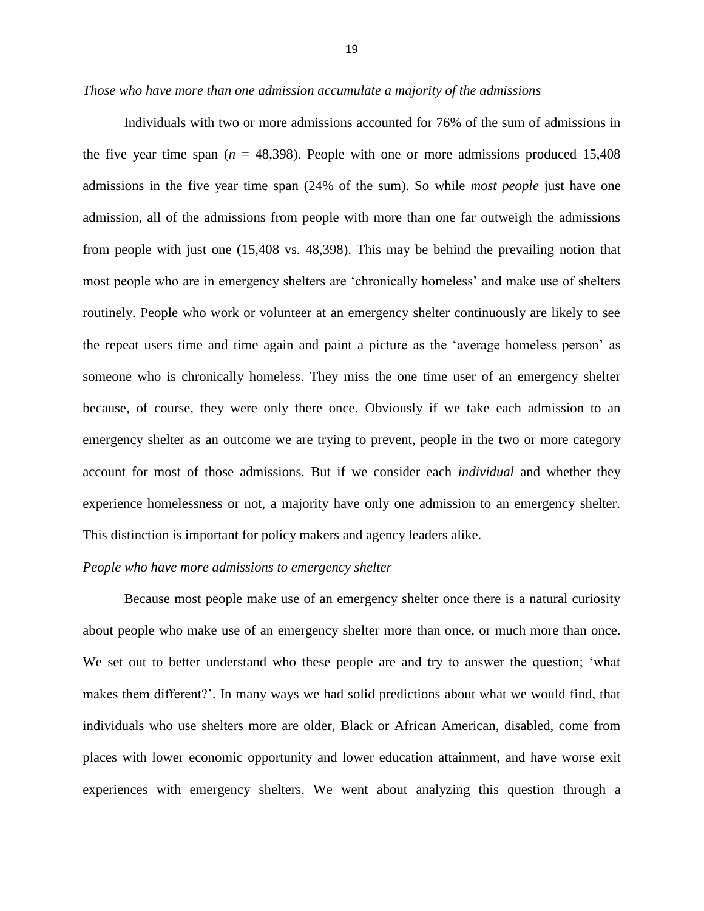*Those who have more than one admission accumulate a majority of the admissions*

Individuals with two or more admissions accounted for 76% of the sum of admissions in the five year time span ($n$ = 48,398). People with one or more admissions produced 15,408 admissions in the five year time span (24% of the sum). So while *most people* just have one admission, all of the admissions from people with more than one far outweigh the admissions from people with just one (15,408 vs. 48,398). This may be behind the prevailing notion that most people who are in emergency shelters are 'chronically homeless' and make use of shelters routinely. People who work or volunteer at an emergency shelter continuously are likely to see the repeat users time and time again and paint a picture as the 'average homeless person' as someone who is chronically homeless. They miss the one time user of an emergency shelter because, of course, they were only there once. Obviously if we take each admission to an emergency shelter as an outcome we are trying to prevent, people in the two or more category account for most of those admissions. But if we consider each *individual* and whether they experience homelessness or not, a majority have only one admission to an emergency shelter. This distinction is important for policy makers and agency leaders alike.

*People who have more admissions to emergency shelter*

Because most people make use of an emergency shelter once there is a natural curiosity about people who make use of an emergency shelter more than once, or much more than once. We set out to better understand who these people are and try to answer the question; 'what makes them different?'. In many ways we had solid predictions about what we would find, that individuals who use shelters more are older, Black or African American, disabled, come from places with lower economic opportunity and lower education attainment, and have worse exit experiences with emergency shelters. We went about analyzing this question through a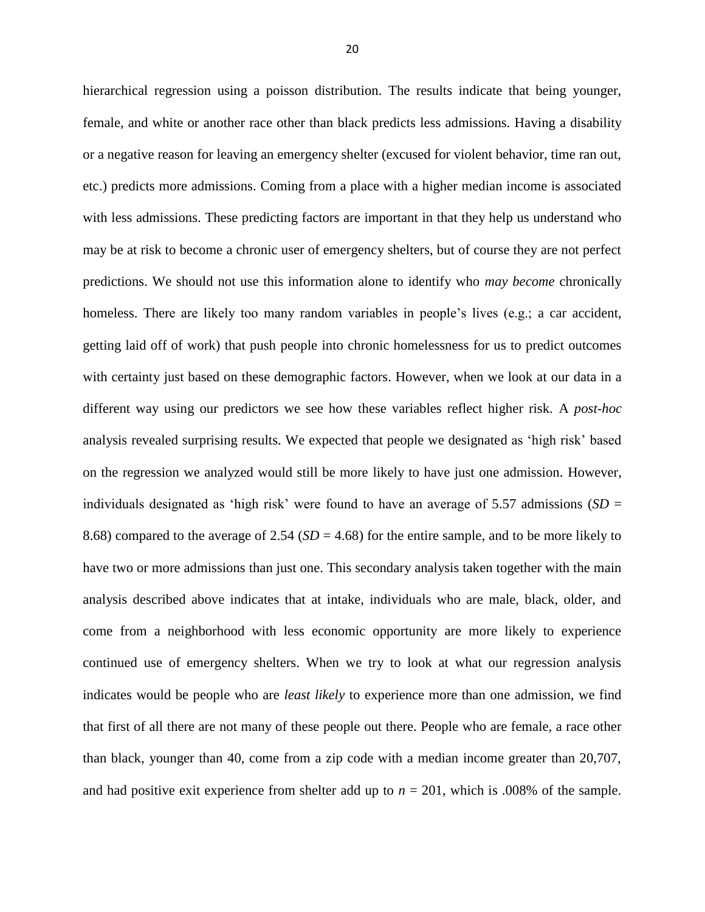hierarchical regression using a poisson distribution. The results indicate that being younger, female, and white or another race other than black predicts less admissions. Having a disability or a negative reason for leaving an emergency shelter (excused for violent behavior, time ran out, etc.) predicts more admissions. Coming from a place with a higher median income is associated with less admissions. These predicting factors are important in that they help us understand who may be at risk to become a chronic user of emergency shelters, but of course they are not perfect predictions. We should not use this information alone to identify who *may become* chronically homeless. There are likely too many random variables in people's lives (e.g.; a car accident, getting laid off of work) that push people into chronic homelessness for us to predict outcomes with certainty just based on these demographic factors. However, when we look at our data in a different way using our predictors we see how these variables reflect higher risk. A *post-hoc* analysis revealed surprising results. We expected that people we designated as 'high risk' based on the regression we analyzed would still be more likely to have just one admission. However, individuals designated as 'high risk' were found to have an average of 5.57 admissions ($SD$ = 8.68) compared to the average of 2.54 ($SD$ = 4.68) for the entire sample, and to be more likely to have two or more admissions than just one. This secondary analysis taken together with the main analysis described above indicates that at intake, individuals who are male, black, older, and come from a neighborhood with less economic opportunity are more likely to experience continued use of emergency shelters. When we try to look at what our regression analysis indicates would be people who are *least likely* to experience more than one admission, we find that first of all there are not many of these people out there. People who are female, a race other than black, younger than 40, come from a zip code with a median income greater than 20,707, and had positive exit experience from shelter add up to $n$ = 201, which is .008% of the sample.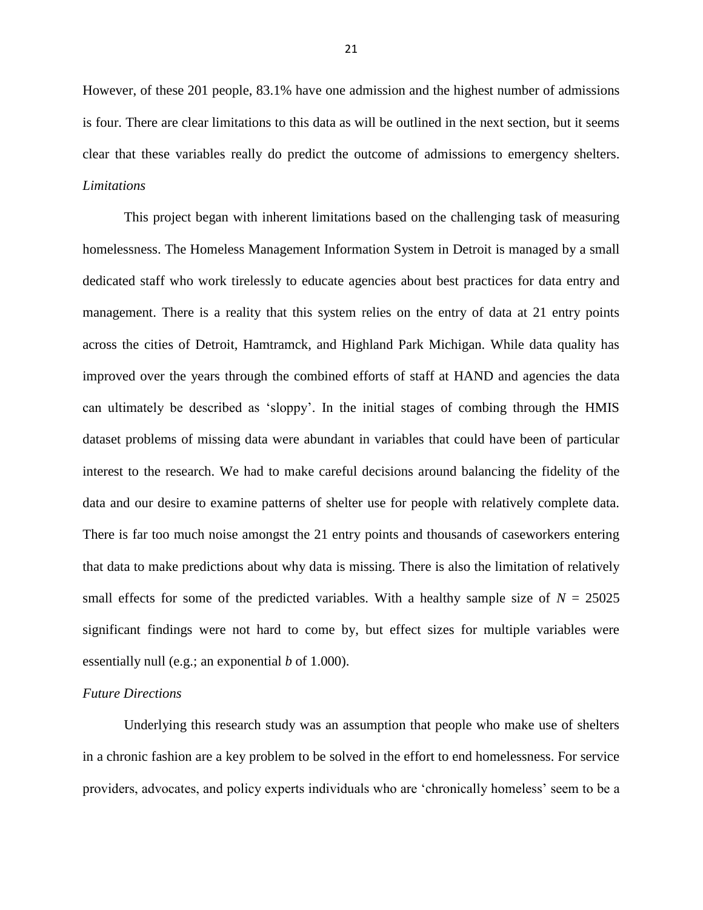However, of these 201 people, 83.1% have one admission and the highest number of admissions is four. There are clear limitations to this data as will be outlined in the next section, but it seems clear that these variables really do predict the outcome of admissions to emergency shelters.

### *Limitations*

This project began with inherent limitations based on the challenging task of measuring homelessness. The Homeless Management Information System in Detroit is managed by a small dedicated staff who work tirelessly to educate agencies about best practices for data entry and management. There is a reality that this system relies on the entry of data at 21 entry points across the cities of Detroit, Hamtramck, and Highland Park Michigan. While data quality has improved over the years through the combined efforts of staff at HAND and agencies the data can ultimately be described as 'sloppy'. In the initial stages of combing through the HMIS dataset problems of missing data were abundant in variables that could have been of particular interest to the research. We had to make careful decisions around balancing the fidelity of the data and our desire to examine patterns of shelter use for people with relatively complete data. There is far too much noise amongst the 21 entry points and thousands of caseworkers entering that data to make predictions about why data is missing. There is also the limitation of relatively small effects for some of the predicted variables. With a healthy sample size of $N$ = 25025 significant findings were not hard to come by, but effect sizes for multiple variables were essentially null (e.g.; an exponential $b$ of 1.000).

### *Future Directions*

Underlying this research study was an assumption that people who make use of shelters in a chronic fashion are a key problem to be solved in the effort to end homelessness. For service providers, advocates, and policy experts individuals who are 'chronically homeless' seem to be a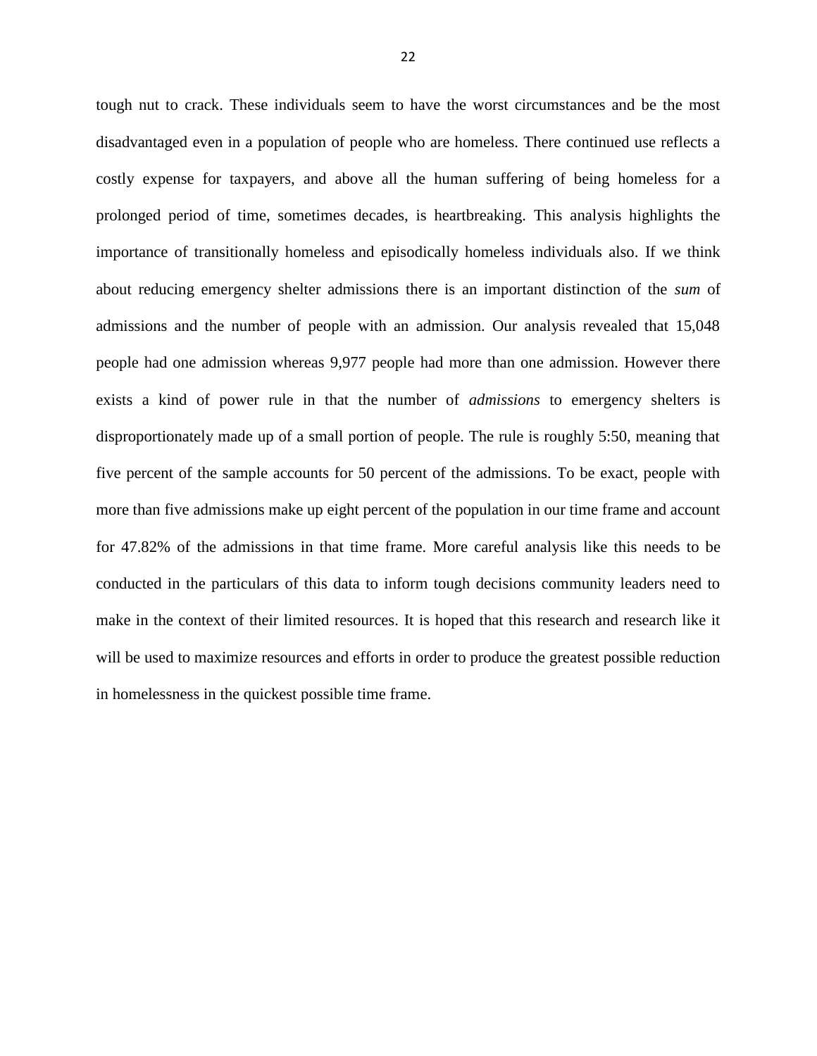tough nut to crack. These individuals seem to have the worst circumstances and be the most disadvantaged even in a population of people who are homeless. There continued use reflects a costly expense for taxpayers, and above all the human suffering of being homeless for a prolonged period of time, sometimes decades, is heartbreaking. This analysis highlights the importance of transitionally homeless and episodically homeless individuals also. If we think about reducing emergency shelter admissions there is an important distinction of the *sum* of admissions and the number of people with an admission. Our analysis revealed that 15,048 people had one admission whereas 9,977 people had more than one admission. However there exists a kind of power rule in that the number of *admissions* to emergency shelters is disproportionately made up of a small portion of people. The rule is roughly 5:50, meaning that five percent of the sample accounts for 50 percent of the admissions. To be exact, people with more than five admissions make up eight percent of the population in our time frame and account for 47.82% of the admissions in that time frame. More careful analysis like this needs to be conducted in the particulars of this data to inform tough decisions community leaders need to make in the context of their limited resources. It is hoped that this research and research like it will be used to maximize resources and efforts in order to produce the greatest possible reduction in homelessness in the quickest possible time frame.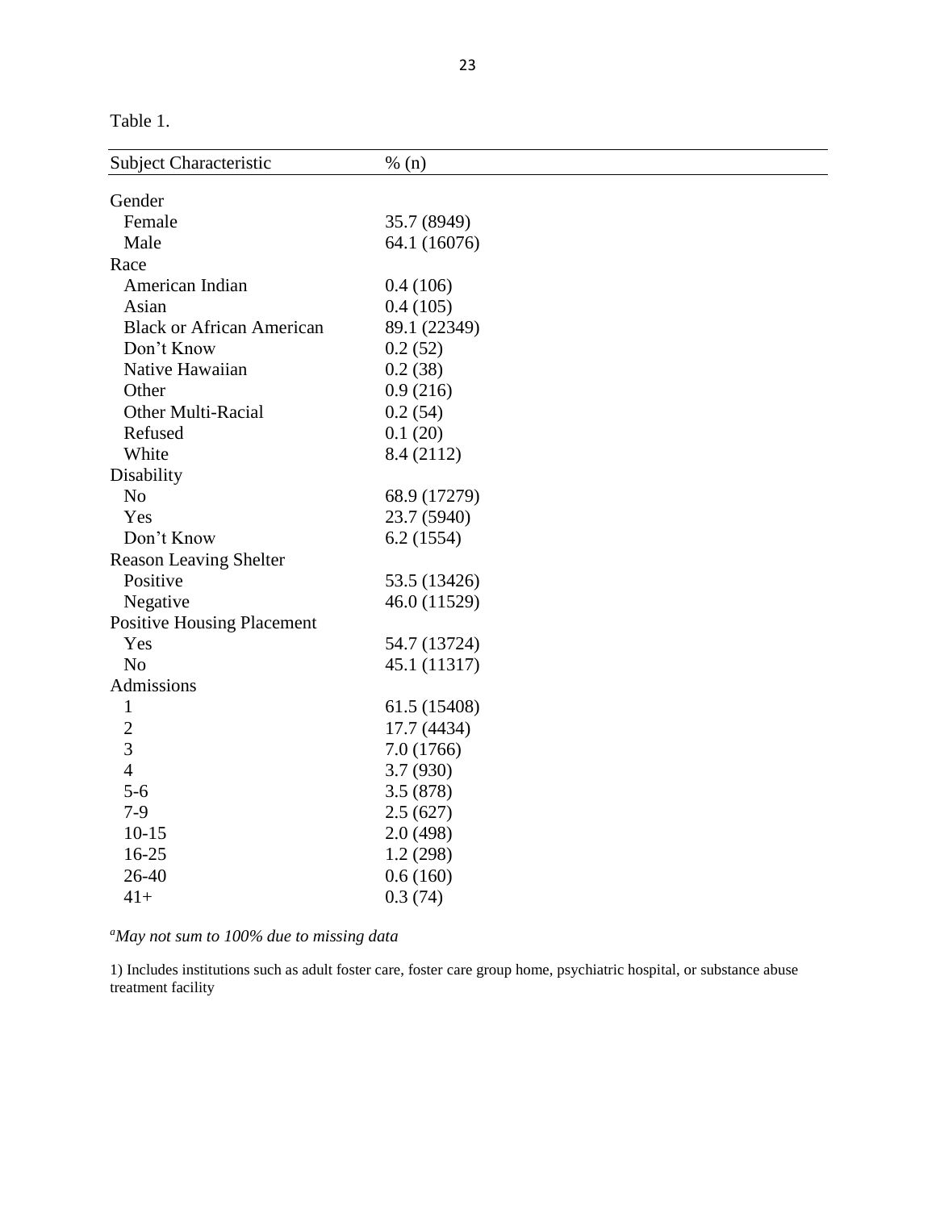Table 1.

| Subject Characteristic | % (n) |
|---|---|
| Gender | |
| Female | 35.7 (8949) |
| Male | 64.1 (16076) |
| Race | |
| American Indian | 0.4 (106) |
| Asian | 0.4 (105) |
| Black or African American | 89.1 (22349) |
| Don't Know | 0.2 (52) |
| Native Hawaiian | 0.2 (38) |
| Other | 0.9 (216) |
| Other Multi-Racial | 0.2 (54) |
| Refused | 0.1 (20) |
| White | 8.4 (2112) |
| Disability | |
| No | 68.9 (17279) |
| Yes | 23.7 (5940) |
| Don't Know | 6.2 (1554) |
| Reason Leaving Shelter | |
| Positive | 53.5 (13426) |
| Negative | 46.0 (11529) |
| Positive Housing Placement | |
| Yes | 54.7 (13724) |
| No | 45.1 (11317) |
| Admissions | |
| 1 | 61.5 (15408) |
| 2 | 17.7 (4434) |
| 3 | 7.0 (1766) |
| 4 | 3.7 (930) |
| 5-6 | 3.5 (878) |
| 7-9 | 2.5 (627) |
| 10-15 | 2.0 (498) |
| 16-25 | 1.2 (298) |
| 26-40 | 0.6 (160) |
| 41+ | 0.3 (74) |

[a]*May not sum to 100% due to missing data*

1) Includes institutions such as adult foster care, foster care group home, psychiatric hospital, or substance abuse treatment facility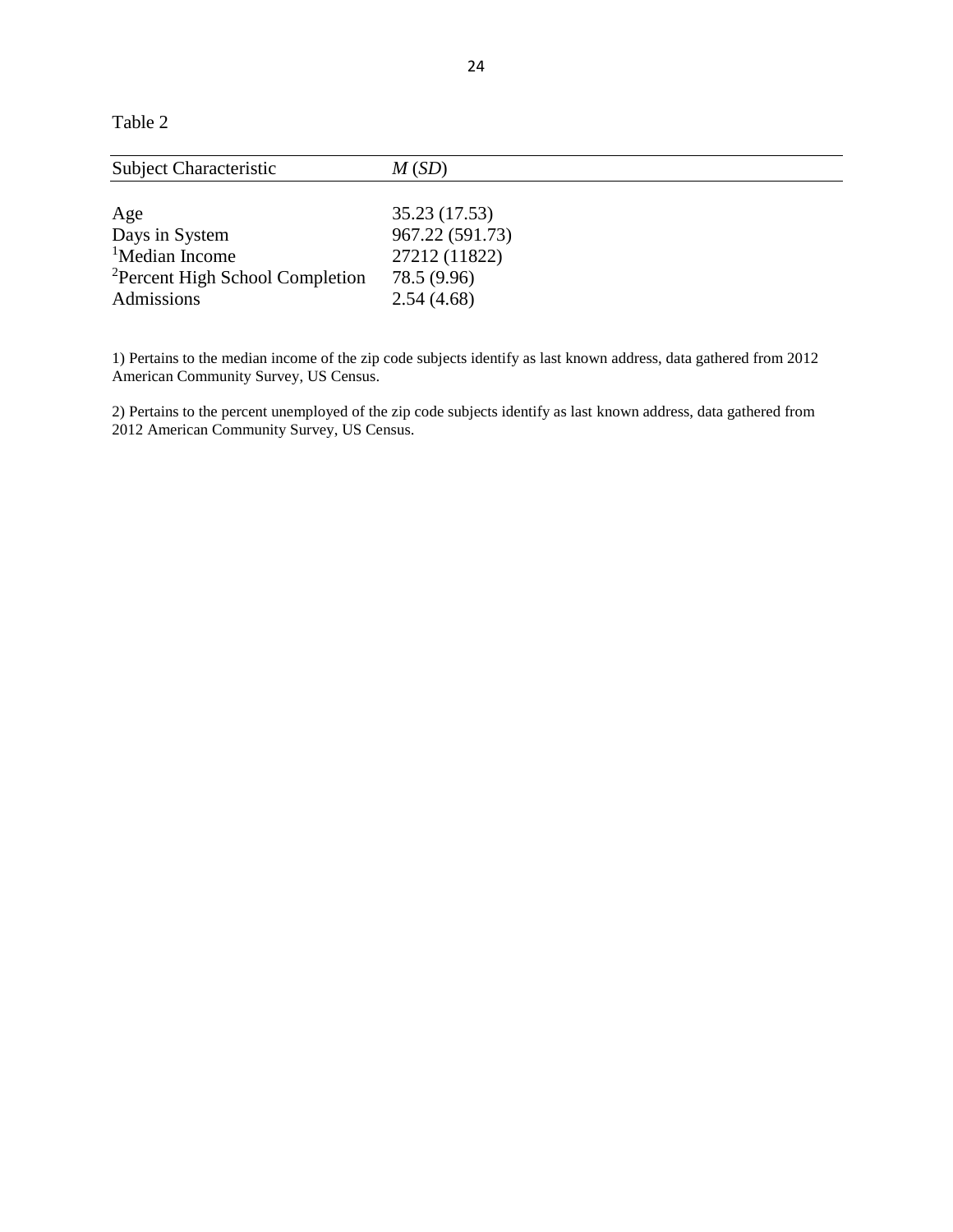Table 2

| Subject Characteristic | *M* (*SD*) |
|---|---|
| Age | 35.23 (17.53) |
| Days in System | 967.22 (591.73) |
| [1]Median Income | 27212 (11822) |
| [2]Percent High School Completion | 78.5 (9.96) |
| Admissions | 2.54 (4.68) |

1) Pertains to the median income of the zip code subjects identify as last known address, data gathered from 2012 American Community Survey, US Census.

2) Pertains to the percent unemployed of the zip code subjects identify as last known address, data gathered from 2012 American Community Survey, US Census.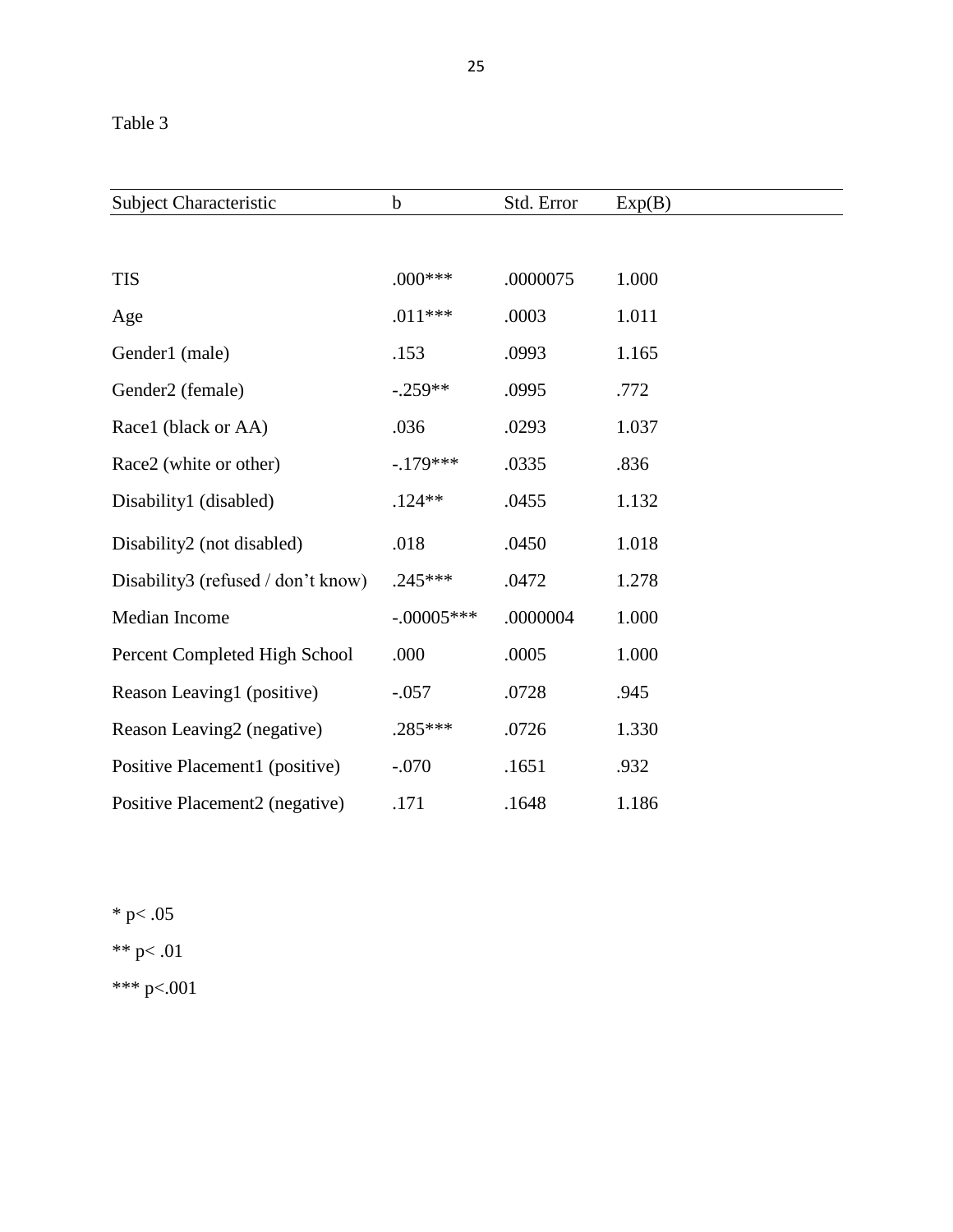Table 3

| Subject Characteristic | b | Std. Error | Exp(B) |
|---|---|---|---|
| TIS | .000*** | .0000075 | 1.000 |
| Age | .011*** | .0003 | 1.011 |
| Gender1 (male) | .153 | .0993 | 1.165 |
| Gender2 (female) | -.259** | .0995 | .772 |
| Race1 (black or AA) | .036 | .0293 | 1.037 |
| Race2 (white or other) | -.179*** | .0335 | .836 |
| Disability1 (disabled) | .124** | .0455 | 1.132 |
| Disability2 (not disabled) | .018 | .0450 | 1.018 |
| Disability3 (refused / don't know) | .245*** | .0472 | 1.278 |
| Median Income | -.00005*** | .0000004 | 1.000 |
| Percent Completed High School | .000 | .0005 | 1.000 |
| Reason Leaving1 (positive) | -.057 | .0728 | .945 |
| Reason Leaving2 (negative) | .285*** | .0726 | 1.330 |
| Positive Placement1 (positive) | -.070 | .1651 | .932 |
| Positive Placement2 (negative) | .171 | .1648 | 1.186 |

* $p < .05$

** $p < .01$

*** $p < .001$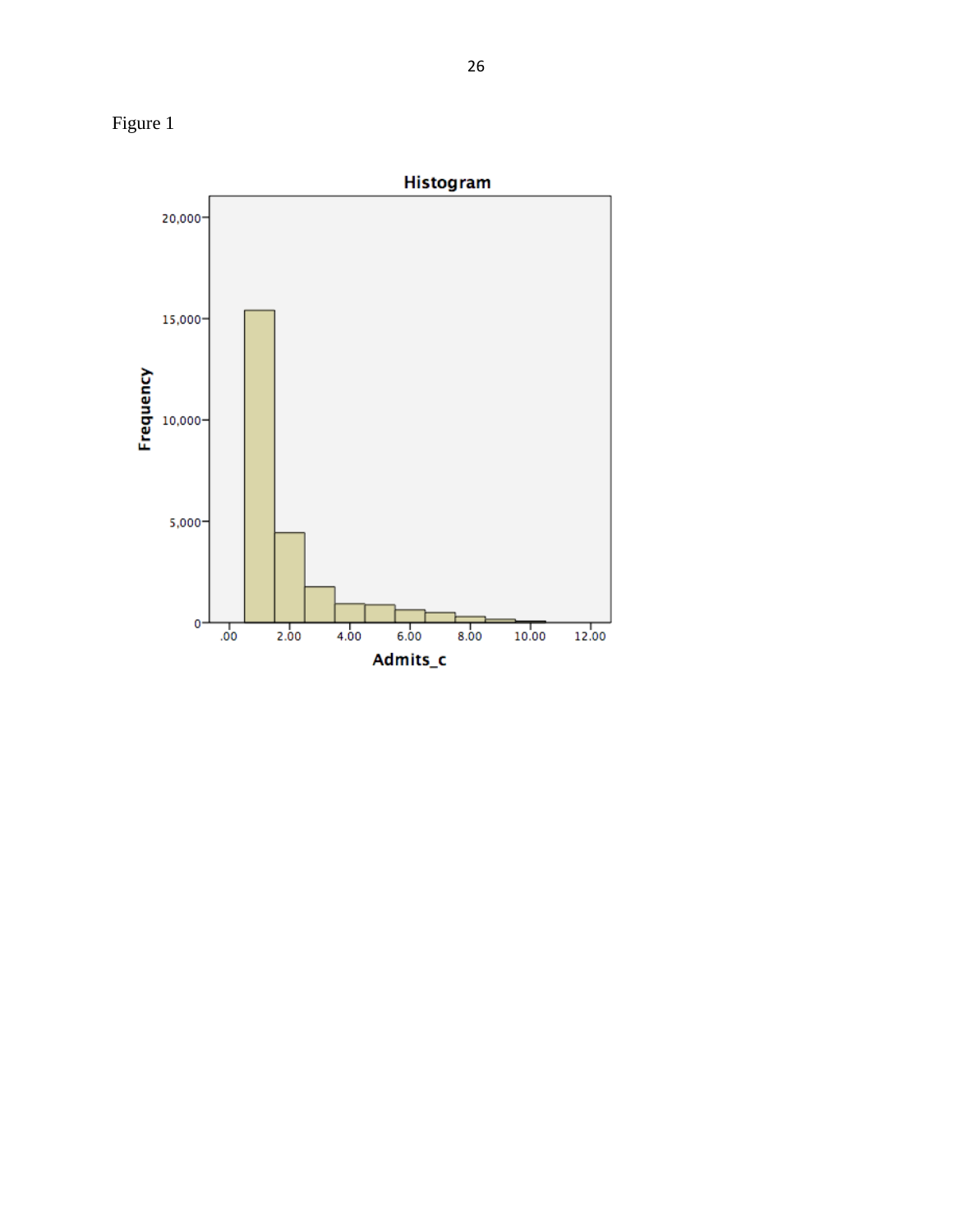Figure 1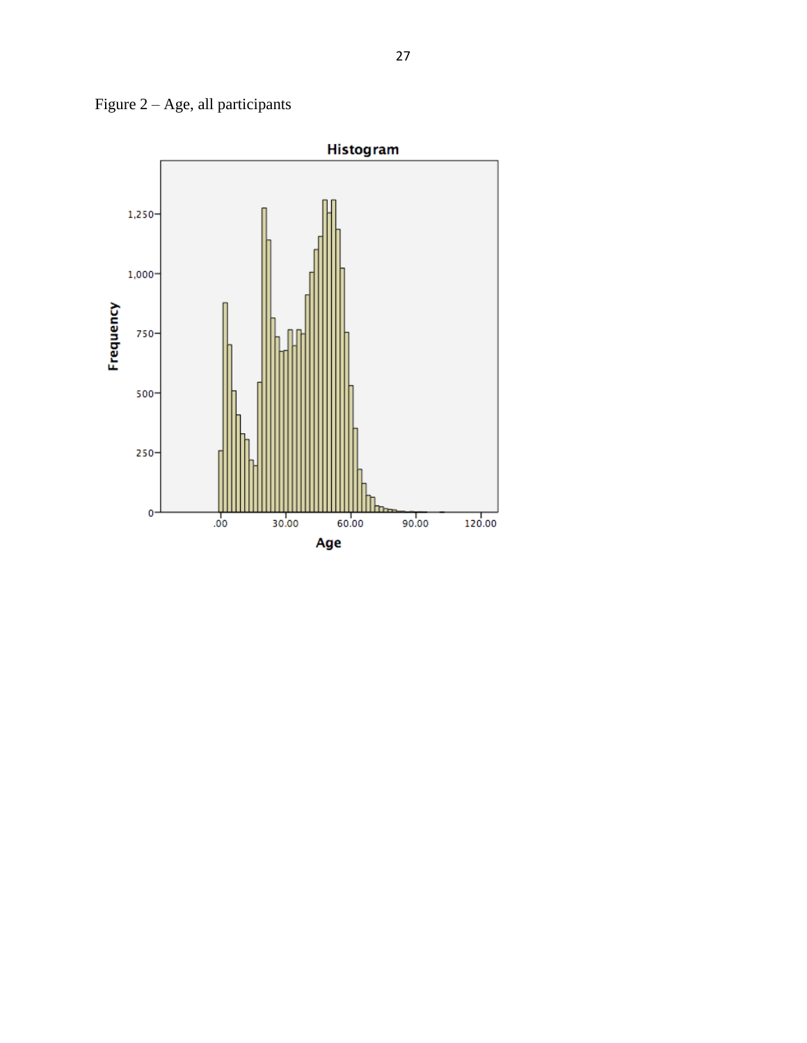Figure 2 – Age, all participants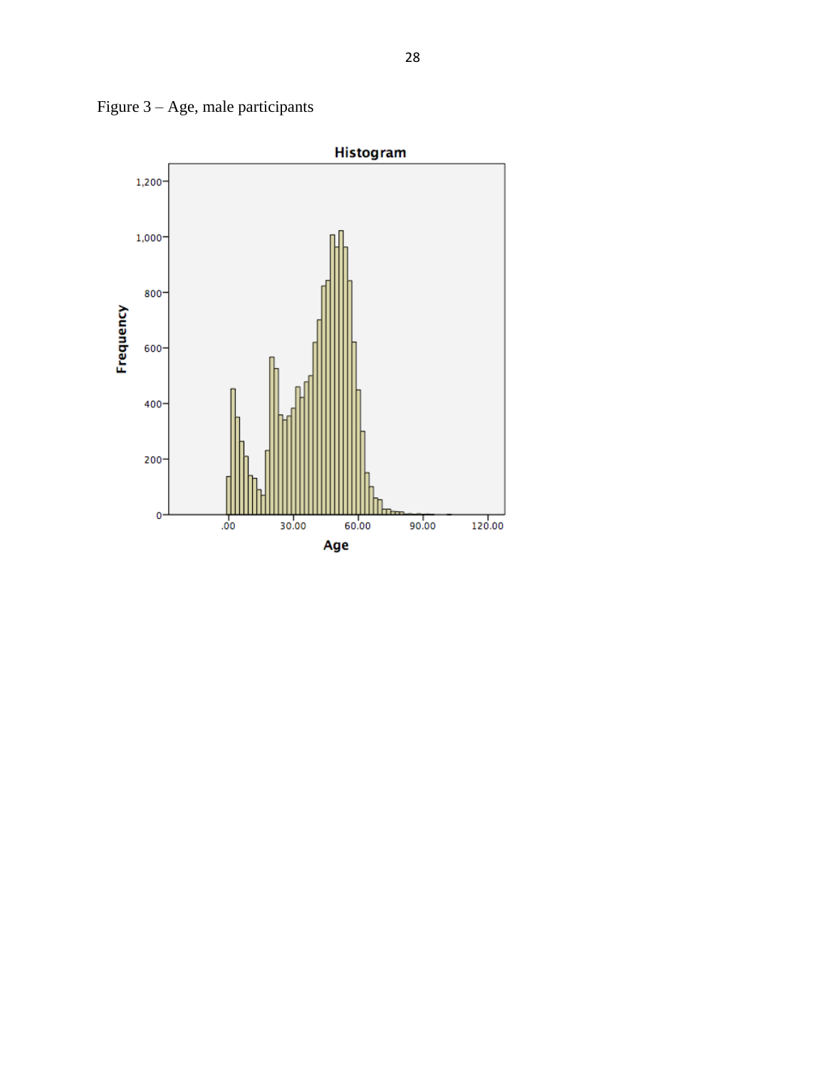Figure 3 – Age, male participants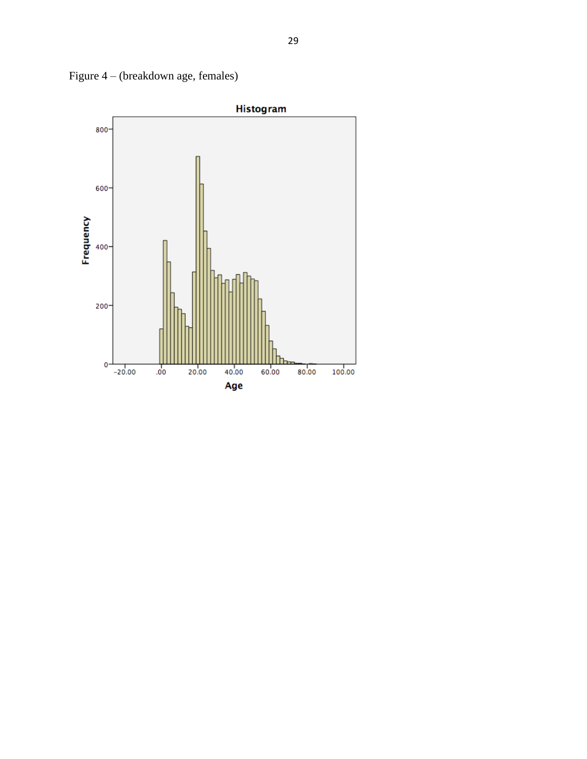Figure 4 – (breakdown age, females)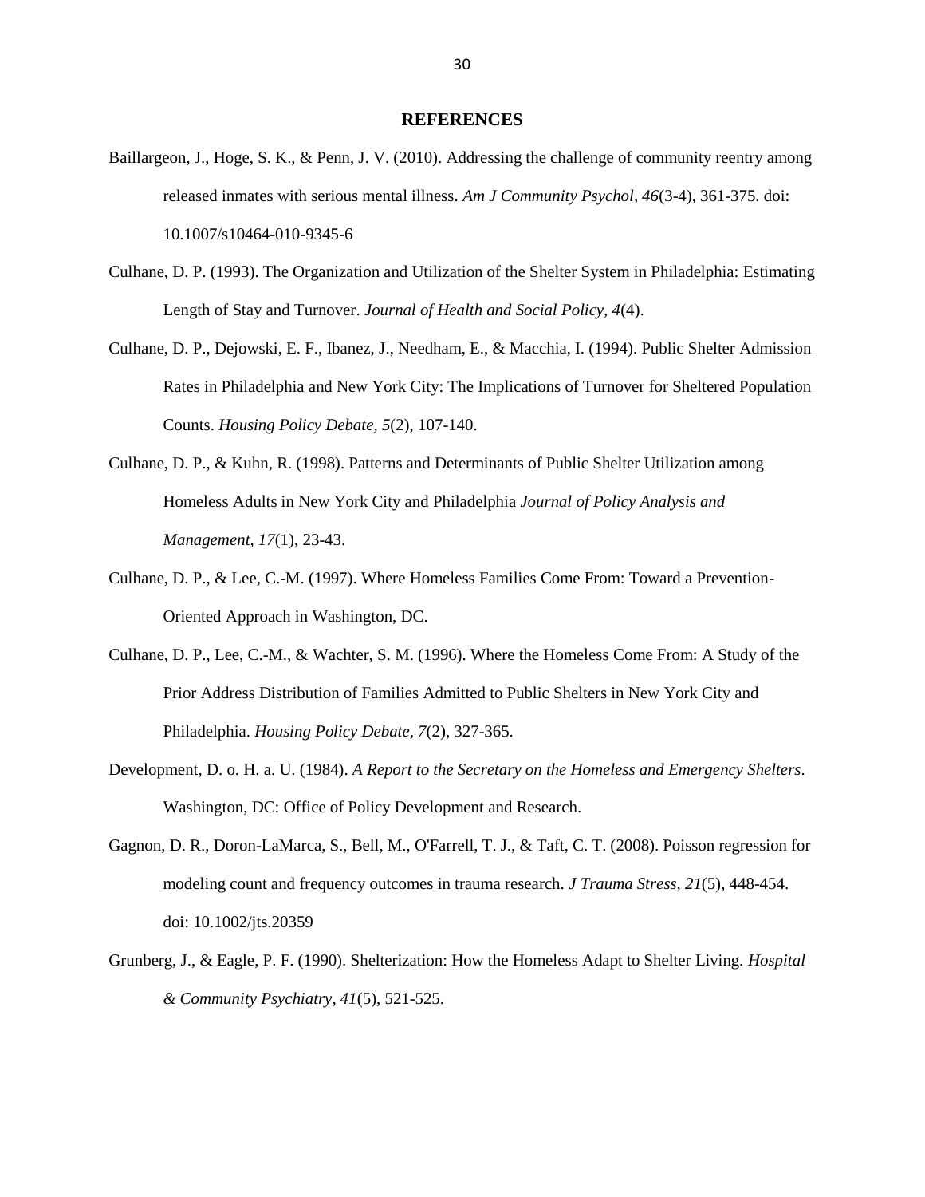# REFERENCES

Baillargeon, J., Hoge, S. K., & Penn, J. V. (2010). Addressing the challenge of community reentry among released inmates with serious mental illness. *Am J Community Psychol, 46*(3-4), 361-375. doi: 10.1007/s10464-010-9345-6

Culhane, D. P. (1993). The Organization and Utilization of the Shelter System in Philadelphia: Estimating Length of Stay and Turnover. *Journal of Health and Social Policy, 4*(4).

Culhane, D. P., Dejowski, E. F., Ibanez, J., Needham, E., & Macchia, I. (1994). Public Shelter Admission Rates in Philadelphia and New York City: The Implications of Turnover for Sheltered Population Counts. *Housing Policy Debate, 5*(2), 107-140.

Culhane, D. P., & Kuhn, R. (1998). Patterns and Determinants of Public Shelter Utilization among Homeless Adults in New York City and Philadelphia *Journal of Policy Analysis and Management, 17*(1), 23-43.

Culhane, D. P., & Lee, C.-M. (1997). Where Homeless Families Come From: Toward a Prevention-Oriented Approach in Washington, DC.

Culhane, D. P., Lee, C.-M., & Wachter, S. M. (1996). Where the Homeless Come From: A Study of the Prior Address Distribution of Families Admitted to Public Shelters in New York City and Philadelphia. *Housing Policy Debate, 7*(2), 327-365.

Development, D. o. H. a. U. (1984). *A Report to the Secretary on the Homeless and Emergency Shelters*. Washington, DC: Office of Policy Development and Research.

Gagnon, D. R., Doron-LaMarca, S., Bell, M., O'Farrell, T. J., & Taft, C. T. (2008). Poisson regression for modeling count and frequency outcomes in trauma research. *J Trauma Stress, 21*(5), 448-454. doi: 10.1002/jts.20359

Grunberg, J., & Eagle, P. F. (1990). Shelterization: How the Homeless Adapt to Shelter Living. *Hospital & Community Psychiatry, 41*(5), 521-525.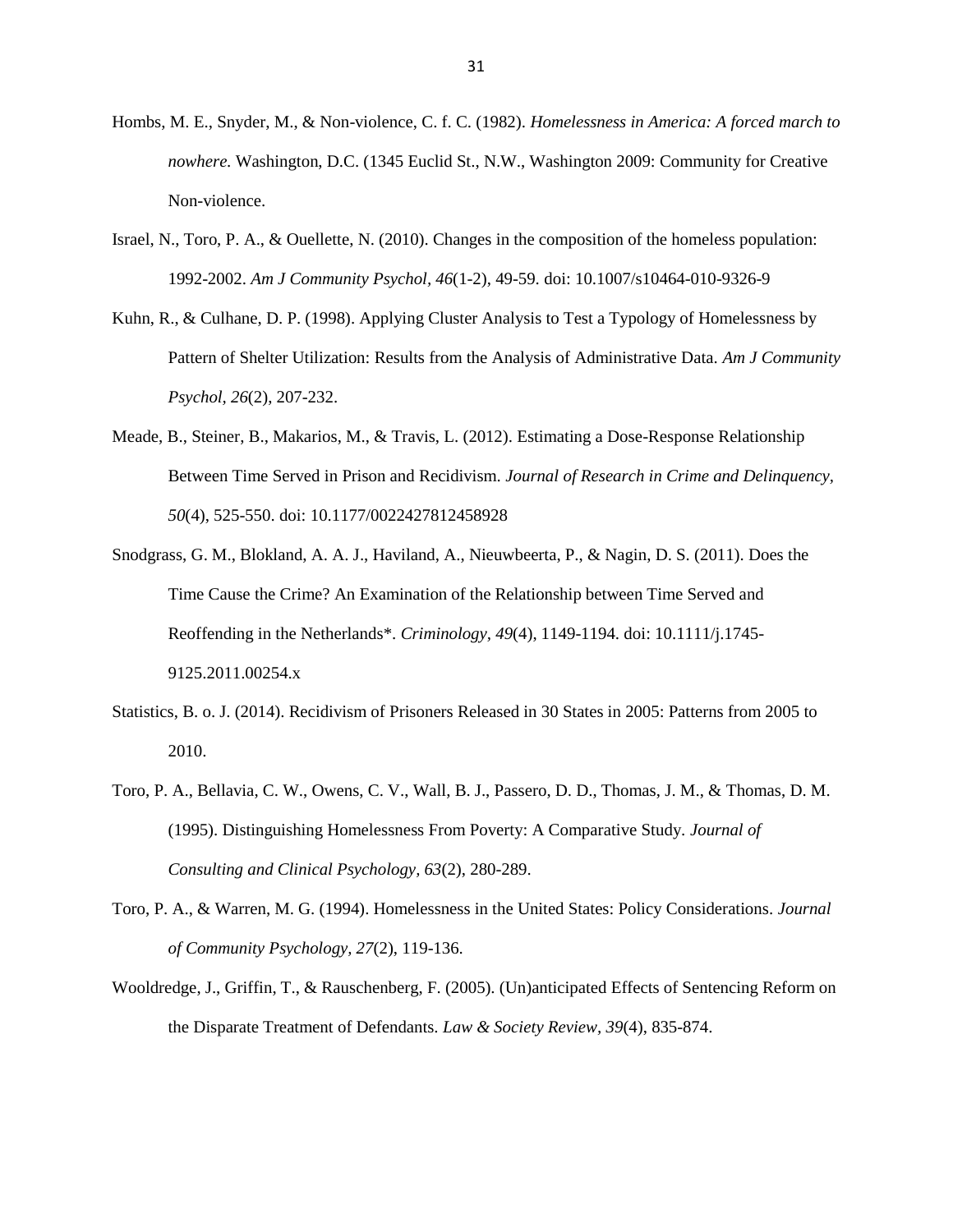Hombs, M. E., Snyder, M., & Non-violence, C. f. C. (1982). *Homelessness in America: A forced march to nowhere.* Washington, D.C. (1345 Euclid St., N.W., Washington 2009: Community for Creative Non-violence.

Israel, N., Toro, P. A., & Ouellette, N. (2010). Changes in the composition of the homeless population: 1992-2002. *Am J Community Psychol, 46*(1-2), 49-59. doi: 10.1007/s10464-010-9326-9

Kuhn, R., & Culhane, D. P. (1998). Applying Cluster Analysis to Test a Typology of Homelessness by Pattern of Shelter Utilization: Results from the Analysis of Administrative Data. *Am J Community Psychol, 26*(2), 207-232.

Meade, B., Steiner, B., Makarios, M., & Travis, L. (2012). Estimating a Dose-Response Relationship Between Time Served in Prison and Recidivism. *Journal of Research in Crime and Delinquency, 50*(4), 525-550. doi: 10.1177/0022427812458928

Snodgrass, G. M., Blokland, A. A. J., Haviland, A., Nieuwbeerta, P., & Nagin, D. S. (2011). Does the Time Cause the Crime? An Examination of the Relationship between Time Served and Reoffending in the Netherlands*. *Criminology, 49*(4), 1149-1194. doi: 10.1111/j.1745-9125.2011.00254.x

Statistics, B. o. J. (2014). Recidivism of Prisoners Released in 30 States in 2005: Patterns from 2005 to 2010.

Toro, P. A., Bellavia, C. W., Owens, C. V., Wall, B. J., Passero, D. D., Thomas, J. M., & Thomas, D. M. (1995). Distinguishing Homelessness From Poverty: A Comparative Study. *Journal of Consulting and Clinical Psychology, 63*(2), 280-289.

Toro, P. A., & Warren, M. G. (1994). Homelessness in the United States: Policy Considerations. *Journal of Community Psychology, 27*(2), 119-136.

Wooldredge, J., Griffin, T., & Rauschenberg, F. (2005). (Un)anticipated Effects of Sentencing Reform on the Disparate Treatment of Defendants. *Law & Society Review, 39*(4), 835-874.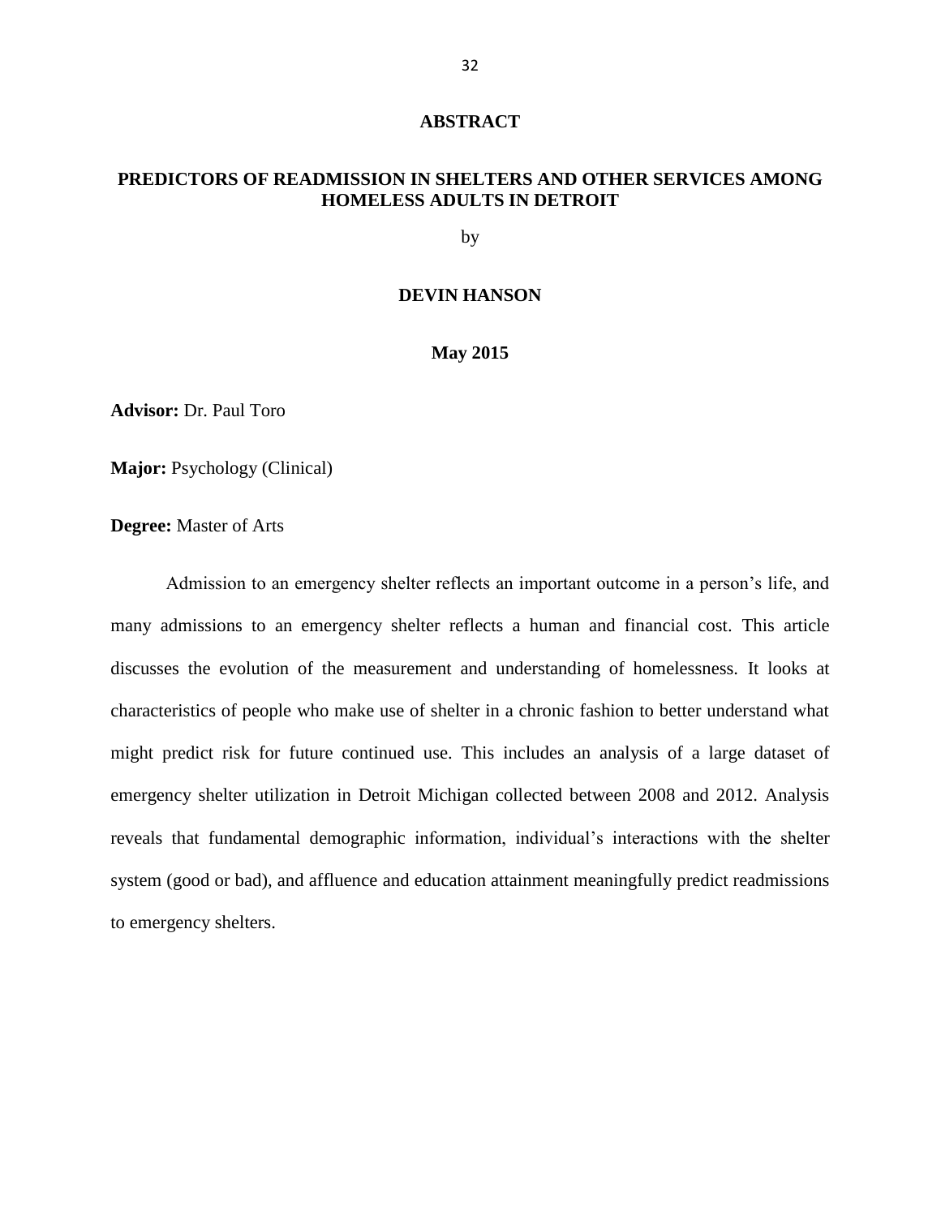# ABSTRACT

## PREDICTORS OF READMISSION IN SHELTERS AND OTHER SERVICES AMONG HOMELESS ADULTS IN DETROIT

by

**DEVIN HANSON**

**May 2015**

**Advisor:** Dr. Paul Toro

**Major:** Psychology (Clinical)

**Degree:** Master of Arts

Admission to an emergency shelter reflects an important outcome in a person's life, and many admissions to an emergency shelter reflects a human and financial cost. This article discusses the evolution of the measurement and understanding of homelessness. It looks at characteristics of people who make use of shelter in a chronic fashion to better understand what might predict risk for future continued use. This includes an analysis of a large dataset of emergency shelter utilization in Detroit Michigan collected between 2008 and 2012. Analysis reveals that fundamental demographic information, individual's interactions with the shelter system (good or bad), and affluence and education attainment meaningfully predict readmissions to emergency shelters.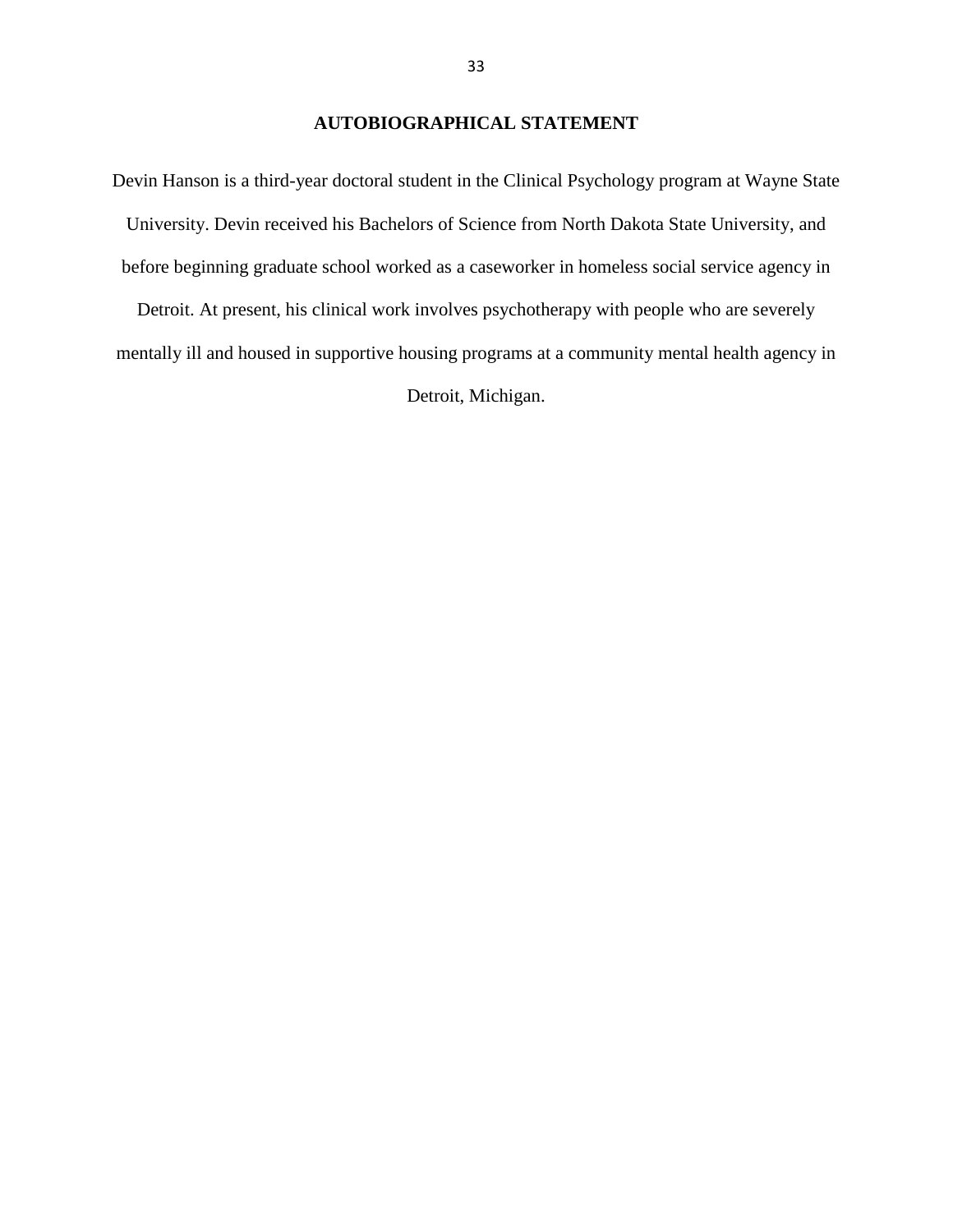# AUTOBIOGRAPHICAL STATEMENT

Devin Hanson is a third-year doctoral student in the Clinical Psychology program at Wayne State University. Devin received his Bachelors of Science from North Dakota State University, and before beginning graduate school worked as a caseworker in homeless social service agency in Detroit. At present, his clinical work involves psychotherapy with people who are severely mentally ill and housed in supportive housing programs at a community mental health agency in Detroit, Michigan.